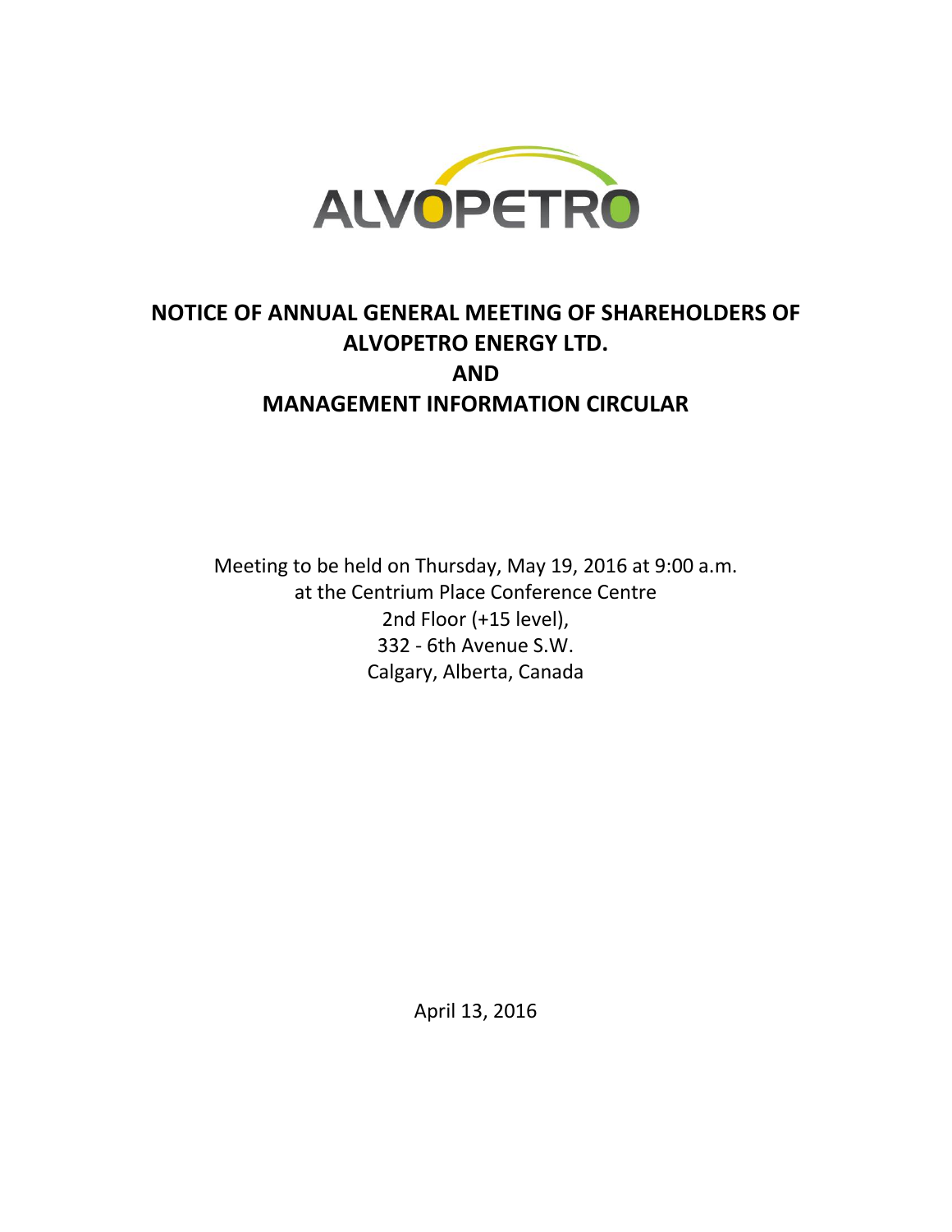# NOTICE OF ANNUAL GENERAL MEETING OF SHAREHOLDERS OF ALVOPETRO ENERGY LTD.

# AND

# MANAGEMENT INFORMATION CIRCULAR

Meeting to be held on Thursday, May 19, 2016 at 9:00 a.m.
at the Centrium Place Conference Centre
2nd Floor (+15 level),
332 - 6th Avenue S.W.
Calgary, Alberta, Canada

April 13, 2016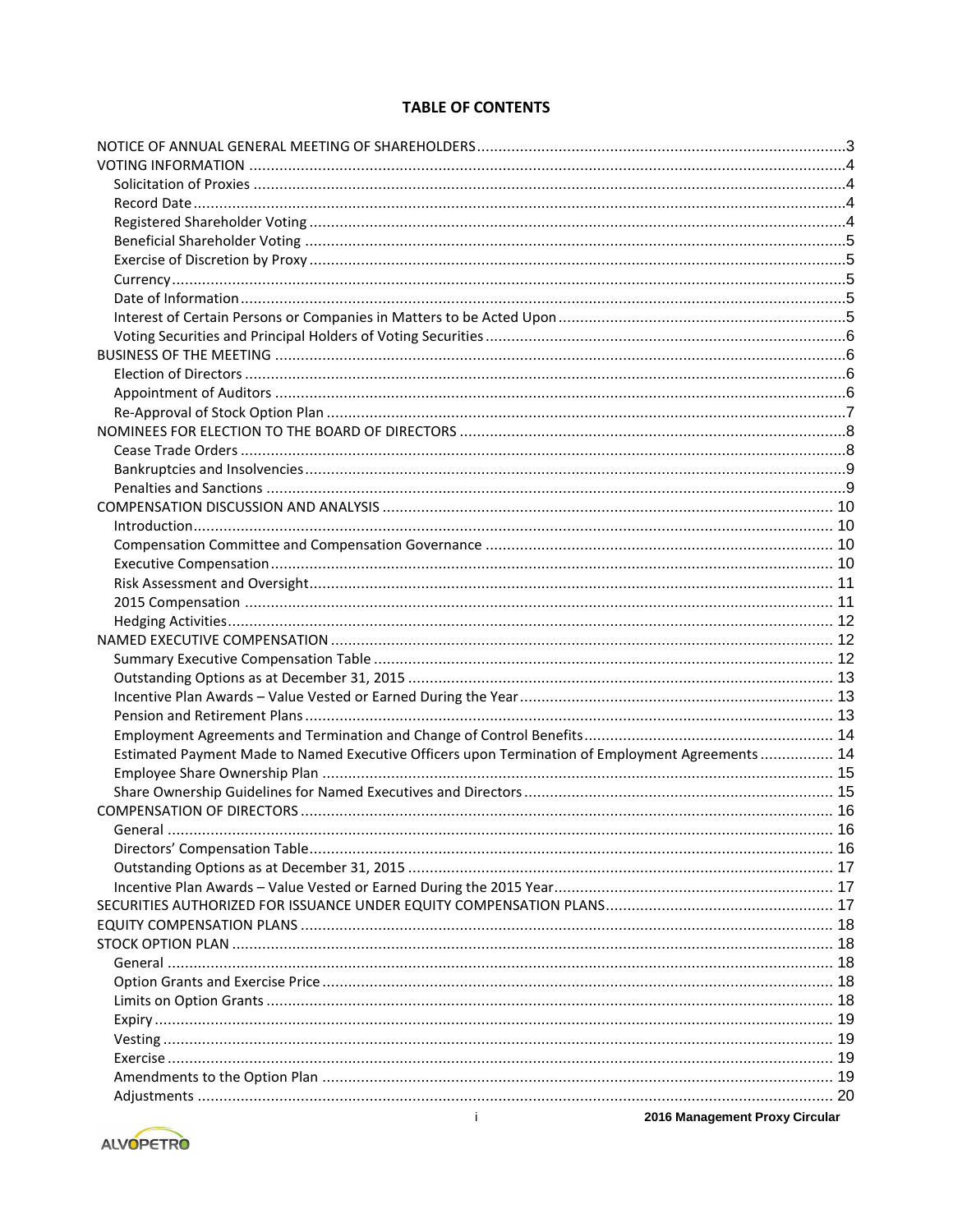## TABLE OF CONTENTS

- NOTICE OF ANNUAL GENERAL MEETING OF SHAREHOLDERS ..... 3
- VOTING INFORMATION ..... 4
  - Solicitation of Proxies ..... 4
  - Record Date ..... 4
  - Registered Shareholder Voting ..... 4
  - Beneficial Shareholder Voting ..... 5
  - Exercise of Discretion by Proxy ..... 5
  - Currency ..... 5
  - Date of Information ..... 5
  - Interest of Certain Persons or Companies in Matters to be Acted Upon ..... 5
  - Voting Securities and Principal Holders of Voting Securities ..... 6
- BUSINESS OF THE MEETING ..... 6
  - Election of Directors ..... 6
  - Appointment of Auditors ..... 6
  - Re-Approval of Stock Option Plan ..... 7
- NOMINEES FOR ELECTION TO THE BOARD OF DIRECTORS ..... 8
  - Cease Trade Orders ..... 8
  - Bankruptcies and Insolvencies ..... 9
  - Penalties and Sanctions ..... 9
- COMPENSATION DISCUSSION AND ANALYSIS ..... 10
  - Introduction ..... 10
  - Compensation Committee and Compensation Governance ..... 10
  - Executive Compensation ..... 10
  - Risk Assessment and Oversight ..... 11
  - 2015 Compensation ..... 11
  - Hedging Activities ..... 12
- NAMED EXECUTIVE COMPENSATION ..... 12
  - Summary Executive Compensation Table ..... 12
  - Outstanding Options as at December 31, 2015 ..... 13
  - Incentive Plan Awards – Value Vested or Earned During the Year ..... 13
  - Pension and Retirement Plans ..... 13
  - Employment Agreements and Termination and Change of Control Benefits ..... 14
  - Estimated Payment Made to Named Executive Officers upon Termination of Employment Agreements ..... 14
  - Employee Share Ownership Plan ..... 15
  - Share Ownership Guidelines for Named Executives and Directors ..... 15
- COMPENSATION OF DIRECTORS ..... 16
  - General ..... 16
  - Directors' Compensation Table ..... 16
  - Outstanding Options as at December 31, 2015 ..... 17
  - Incentive Plan Awards – Value Vested or Earned During the 2015 Year ..... 17
- SECURITIES AUTHORIZED FOR ISSUANCE UNDER EQUITY COMPENSATION PLANS ..... 17
- EQUITY COMPENSATION PLANS ..... 18
- STOCK OPTION PLAN ..... 18
  - General ..... 18
  - Option Grants and Exercise Price ..... 18
  - Limits on Option Grants ..... 18
  - Expiry ..... 19
  - Vesting ..... 19
  - Exercise ..... 19
  - Amendments to the Option Plan ..... 19
  - Adjustments ..... 20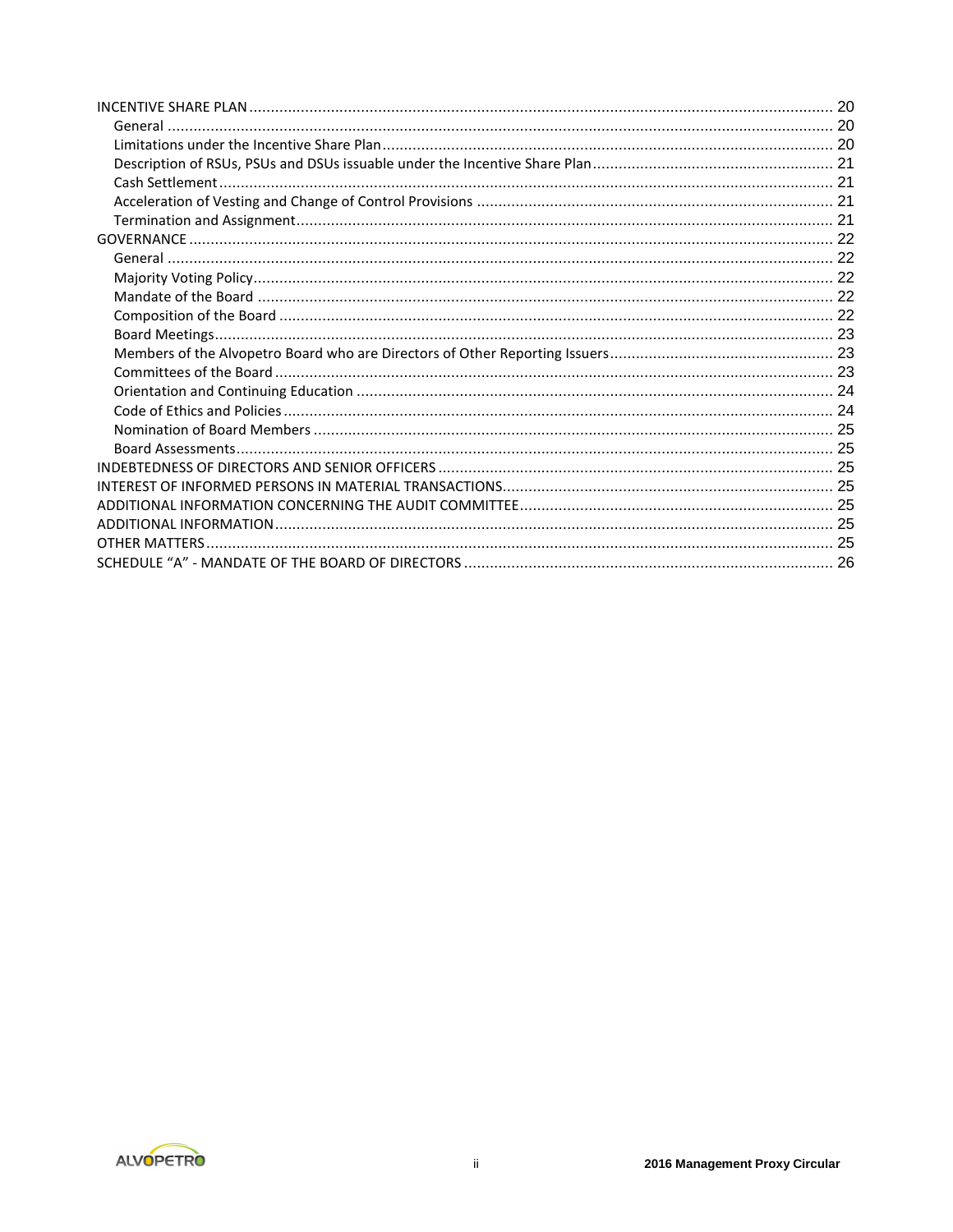| | |
|---|---|
| INCENTIVE SHARE PLAN | 20 |
| General | 20 |
| Limitations under the Incentive Share Plan | 20 |
| Description of RSUs, PSUs and DSUs issuable under the Incentive Share Plan | 21 |
| Cash Settlement | 21 |
| Acceleration of Vesting and Change of Control Provisions | 21 |
| Termination and Assignment | 21 |
| GOVERNANCE | 22 |
| General | 22 |
| Majority Voting Policy | 22 |
| Mandate of the Board | 22 |
| Composition of the Board | 22 |
| Board Meetings | 23 |
| Members of the Alvopetro Board who are Directors of Other Reporting Issuers | 23 |
| Committees of the Board | 23 |
| Orientation and Continuing Education | 24 |
| Code of Ethics and Policies | 24 |
| Nomination of Board Members | 25 |
| Board Assessments | 25 |
| INDEBTEDNESS OF DIRECTORS AND SENIOR OFFICERS | 25 |
| INTEREST OF INFORMED PERSONS IN MATERIAL TRANSACTIONS | 25 |
| ADDITIONAL INFORMATION CONCERNING THE AUDIT COMMITTEE | 25 |
| ADDITIONAL INFORMATION | 25 |
| OTHER MATTERS | 25 |
| SCHEDULE "A" - MANDATE OF THE BOARD OF DIRECTORS | 26 |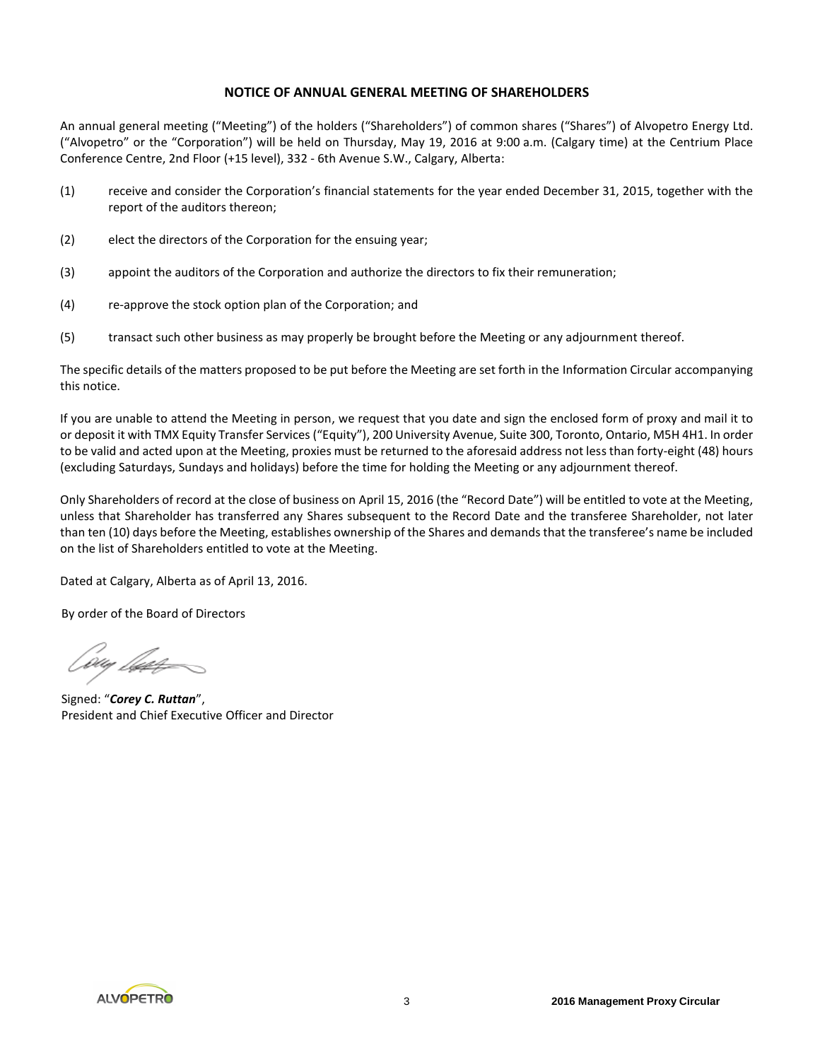# NOTICE OF ANNUAL GENERAL MEETING OF SHAREHOLDERS

An annual general meeting ("Meeting") of the holders ("Shareholders") of common shares ("Shares") of Alvopetro Energy Ltd. ("Alvopetro" or the "Corporation") will be held on Thursday, May 19, 2016 at 9:00 a.m. (Calgary time) at the Centrium Place Conference Centre, 2nd Floor (+15 level), 332 - 6th Avenue S.W., Calgary, Alberta:

(1) receive and consider the Corporation's financial statements for the year ended December 31, 2015, together with the report of the auditors thereon;

(2) elect the directors of the Corporation for the ensuing year;

(3) appoint the auditors of the Corporation and authorize the directors to fix their remuneration;

(4) re-approve the stock option plan of the Corporation; and

(5) transact such other business as may properly be brought before the Meeting or any adjournment thereof.

The specific details of the matters proposed to be put before the Meeting are set forth in the Information Circular accompanying this notice.

If you are unable to attend the Meeting in person, we request that you date and sign the enclosed form of proxy and mail it to or deposit it with TMX Equity Transfer Services ("Equity"), 200 University Avenue, Suite 300, Toronto, Ontario, M5H 4H1. In order to be valid and acted upon at the Meeting, proxies must be returned to the aforesaid address not less than forty-eight (48) hours (excluding Saturdays, Sundays and holidays) before the time for holding the Meeting or any adjournment thereof.

Only Shareholders of record at the close of business on April 15, 2016 (the "Record Date") will be entitled to vote at the Meeting, unless that Shareholder has transferred any Shares subsequent to the Record Date and the transferee Shareholder, not later than ten (10) days before the Meeting, establishes ownership of the Shares and demands that the transferee's name be included on the list of Shareholders entitled to vote at the Meeting.

Dated at Calgary, Alberta as of April 13, 2016.

By order of the Board of Directors

Signed: "***Corey C. Ruttan***",
President and Chief Executive Officer and Director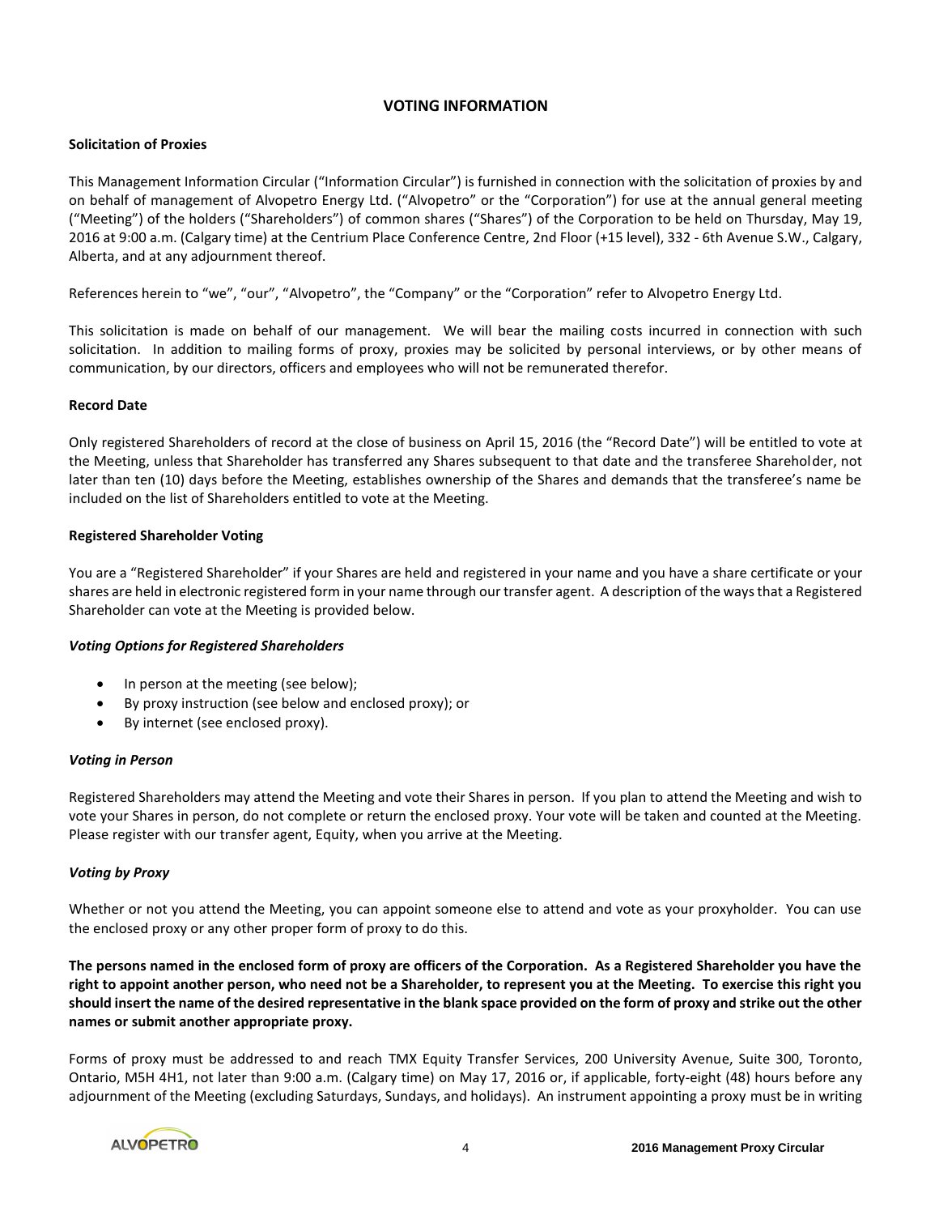## VOTING INFORMATION

### Solicitation of Proxies

This Management Information Circular ("Information Circular") is furnished in connection with the solicitation of proxies by and on behalf of management of Alvopetro Energy Ltd. ("Alvopetro" or the "Corporation") for use at the annual general meeting ("Meeting") of the holders ("Shareholders") of common shares ("Shares") of the Corporation to be held on Thursday, May 19, 2016 at 9:00 a.m. (Calgary time) at the Centrium Place Conference Centre, 2nd Floor (+15 level), 332 - 6th Avenue S.W., Calgary, Alberta, and at any adjournment thereof.

References herein to "we", "our", "Alvopetro", the "Company" or the "Corporation" refer to Alvopetro Energy Ltd.

This solicitation is made on behalf of our management. We will bear the mailing costs incurred in connection with such solicitation. In addition to mailing forms of proxy, proxies may be solicited by personal interviews, or by other means of communication, by our directors, officers and employees who will not be remunerated therefor.

### Record Date

Only registered Shareholders of record at the close of business on April 15, 2016 (the "Record Date") will be entitled to vote at the Meeting, unless that Shareholder has transferred any Shares subsequent to that date and the transferee Shareholder, not later than ten (10) days before the Meeting, establishes ownership of the Shares and demands that the transferee's name be included on the list of Shareholders entitled to vote at the Meeting.

### Registered Shareholder Voting

You are a "Registered Shareholder" if your Shares are held and registered in your name and you have a share certificate or your shares are held in electronic registered form in your name through our transfer agent. A description of the ways that a Registered Shareholder can vote at the Meeting is provided below.

***Voting Options for Registered Shareholders***

- In person at the meeting (see below);
- By proxy instruction (see below and enclosed proxy); or
- By internet (see enclosed proxy).

***Voting in Person***

Registered Shareholders may attend the Meeting and vote their Shares in person. If you plan to attend the Meeting and wish to vote your Shares in person, do not complete or return the enclosed proxy. Your vote will be taken and counted at the Meeting. Please register with our transfer agent, Equity, when you arrive at the Meeting.

***Voting by Proxy***

Whether or not you attend the Meeting, you can appoint someone else to attend and vote as your proxyholder. You can use the enclosed proxy or any other proper form of proxy to do this.

**The persons named in the enclosed form of proxy are officers of the Corporation. As a Registered Shareholder you have the right to appoint another person, who need not be a Shareholder, to represent you at the Meeting. To exercise this right you should insert the name of the desired representative in the blank space provided on the form of proxy and strike out the other names or submit another appropriate proxy.**

Forms of proxy must be addressed to and reach TMX Equity Transfer Services, 200 University Avenue, Suite 300, Toronto, Ontario, M5H 4H1, not later than 9:00 a.m. (Calgary time) on May 17, 2016 or, if applicable, forty-eight (48) hours before any adjournment of the Meeting (excluding Saturdays, Sundays, and holidays). An instrument appointing a proxy must be in writing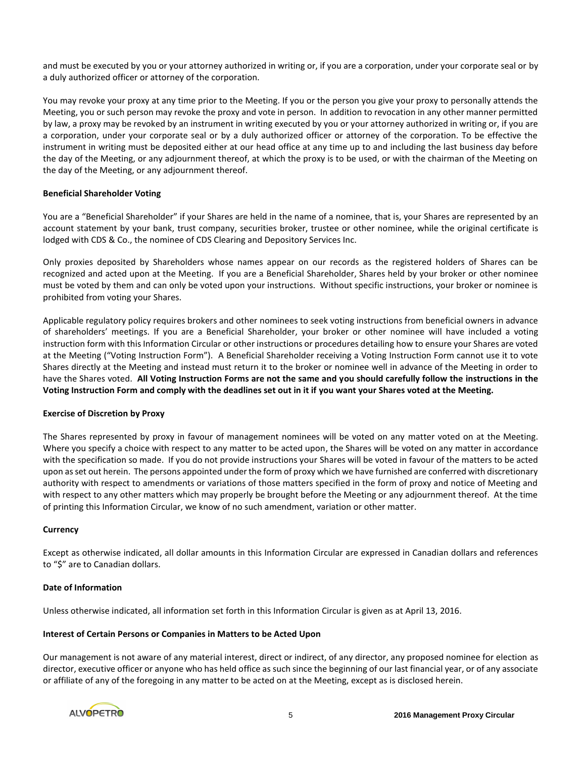and must be executed by you or your attorney authorized in writing or, if you are a corporation, under your corporate seal or by a duly authorized officer or attorney of the corporation.

You may revoke your proxy at any time prior to the Meeting. If you or the person you give your proxy to personally attends the Meeting, you or such person may revoke the proxy and vote in person. In addition to revocation in any other manner permitted by law, a proxy may be revoked by an instrument in writing executed by you or your attorney authorized in writing or, if you are a corporation, under your corporate seal or by a duly authorized officer or attorney of the corporation. To be effective the instrument in writing must be deposited either at our head office at any time up to and including the last business day before the day of the Meeting, or any adjournment thereof, at which the proxy is to be used, or with the chairman of the Meeting on the day of the Meeting, or any adjournment thereof.

**Beneficial Shareholder Voting**

You are a "Beneficial Shareholder" if your Shares are held in the name of a nominee, that is, your Shares are represented by an account statement by your bank, trust company, securities broker, trustee or other nominee, while the original certificate is lodged with CDS & Co., the nominee of CDS Clearing and Depository Services Inc.

Only proxies deposited by Shareholders whose names appear on our records as the registered holders of Shares can be recognized and acted upon at the Meeting. If you are a Beneficial Shareholder, Shares held by your broker or other nominee must be voted by them and can only be voted upon your instructions. Without specific instructions, your broker or nominee is prohibited from voting your Shares.

Applicable regulatory policy requires brokers and other nominees to seek voting instructions from beneficial owners in advance of shareholders' meetings. If you are a Beneficial Shareholder, your broker or other nominee will have included a voting instruction form with this Information Circular or other instructions or procedures detailing how to ensure your Shares are voted at the Meeting ("Voting Instruction Form"). A Beneficial Shareholder receiving a Voting Instruction Form cannot use it to vote Shares directly at the Meeting and instead must return it to the broker or nominee well in advance of the Meeting in order to have the Shares voted. **All Voting Instruction Forms are not the same and you should carefully follow the instructions in the Voting Instruction Form and comply with the deadlines set out in it if you want your Shares voted at the Meeting.**

**Exercise of Discretion by Proxy**

The Shares represented by proxy in favour of management nominees will be voted on any matter voted on at the Meeting. Where you specify a choice with respect to any matter to be acted upon, the Shares will be voted on any matter in accordance with the specification so made. If you do not provide instructions your Shares will be voted in favour of the matters to be acted upon as set out herein. The persons appointed under the form of proxy which we have furnished are conferred with discretionary authority with respect to amendments or variations of those matters specified in the form of proxy and notice of Meeting and with respect to any other matters which may properly be brought before the Meeting or any adjournment thereof. At the time of printing this Information Circular, we know of no such amendment, variation or other matter.

**Currency**

Except as otherwise indicated, all dollar amounts in this Information Circular are expressed in Canadian dollars and references to "$" are to Canadian dollars.

**Date of Information**

Unless otherwise indicated, all information set forth in this Information Circular is given as at April 13, 2016.

**Interest of Certain Persons or Companies in Matters to be Acted Upon**

Our management is not aware of any material interest, direct or indirect, of any director, any proposed nominee for election as director, executive officer or anyone who has held office as such since the beginning of our last financial year, or of any associate or affiliate of any of the foregoing in any matter to be acted on at the Meeting, except as is disclosed herein.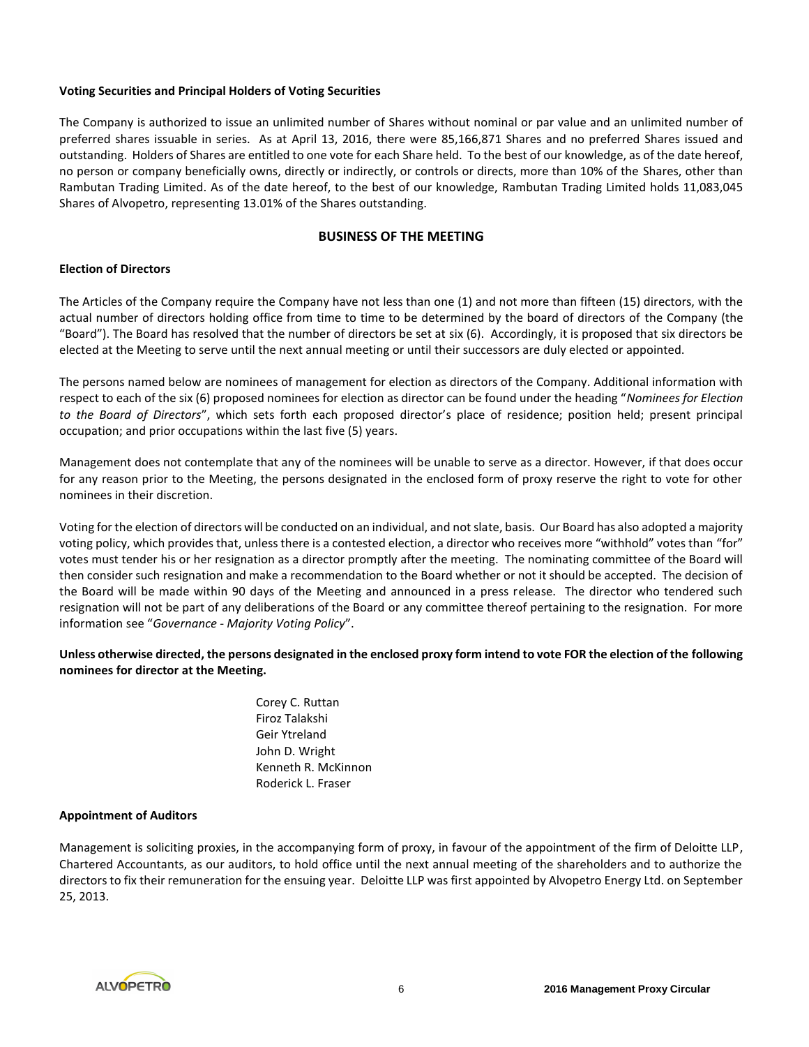**Voting Securities and Principal Holders of Voting Securities**

The Company is authorized to issue an unlimited number of Shares without nominal or par value and an unlimited number of preferred shares issuable in series. As at April 13, 2016, there were 85,166,871 Shares and no preferred Shares issued and outstanding. Holders of Shares are entitled to one vote for each Share held. To the best of our knowledge, as of the date hereof, no person or company beneficially owns, directly or indirectly, or controls or directs, more than 10% of the Shares, other than Rambutan Trading Limited. As of the date hereof, to the best of our knowledge, Rambutan Trading Limited holds 11,083,045 Shares of Alvopetro, representing 13.01% of the Shares outstanding.

## BUSINESS OF THE MEETING

**Election of Directors**

The Articles of the Company require the Company have not less than one (1) and not more than fifteen (15) directors, with the actual number of directors holding office from time to time to be determined by the board of directors of the Company (the "Board"). The Board has resolved that the number of directors be set at six (6). Accordingly, it is proposed that six directors be elected at the Meeting to serve until the next annual meeting or until their successors are duly elected or appointed.

The persons named below are nominees of management for election as directors of the Company. Additional information with respect to each of the six (6) proposed nominees for election as director can be found under the heading "*Nominees for Election to the Board of Directors*", which sets forth each proposed director's place of residence; position held; present principal occupation; and prior occupations within the last five (5) years.

Management does not contemplate that any of the nominees will be unable to serve as a director. However, if that does occur for any reason prior to the Meeting, the persons designated in the enclosed form of proxy reserve the right to vote for other nominees in their discretion.

Voting for the election of directors will be conducted on an individual, and not slate, basis. Our Board has also adopted a majority voting policy, which provides that, unless there is a contested election, a director who receives more "withhold" votes than "for" votes must tender his or her resignation as a director promptly after the meeting. The nominating committee of the Board will then consider such resignation and make a recommendation to the Board whether or not it should be accepted. The decision of the Board will be made within 90 days of the Meeting and announced in a press release. The director who tendered such resignation will not be part of any deliberations of the Board or any committee thereof pertaining to the resignation. For more information see "*Governance - Majority Voting Policy*".

**Unless otherwise directed, the persons designated in the enclosed proxy form intend to vote FOR the election of the following nominees for director at the Meeting.**

Corey C. Ruttan
Firoz Talakshi
Geir Ytreland
John D. Wright
Kenneth R. McKinnon
Roderick L. Fraser

**Appointment of Auditors**

Management is soliciting proxies, in the accompanying form of proxy, in favour of the appointment of the firm of Deloitte LLP, Chartered Accountants, as our auditors, to hold office until the next annual meeting of the shareholders and to authorize the directors to fix their remuneration for the ensuing year. Deloitte LLP was first appointed by Alvopetro Energy Ltd. on September 25, 2013.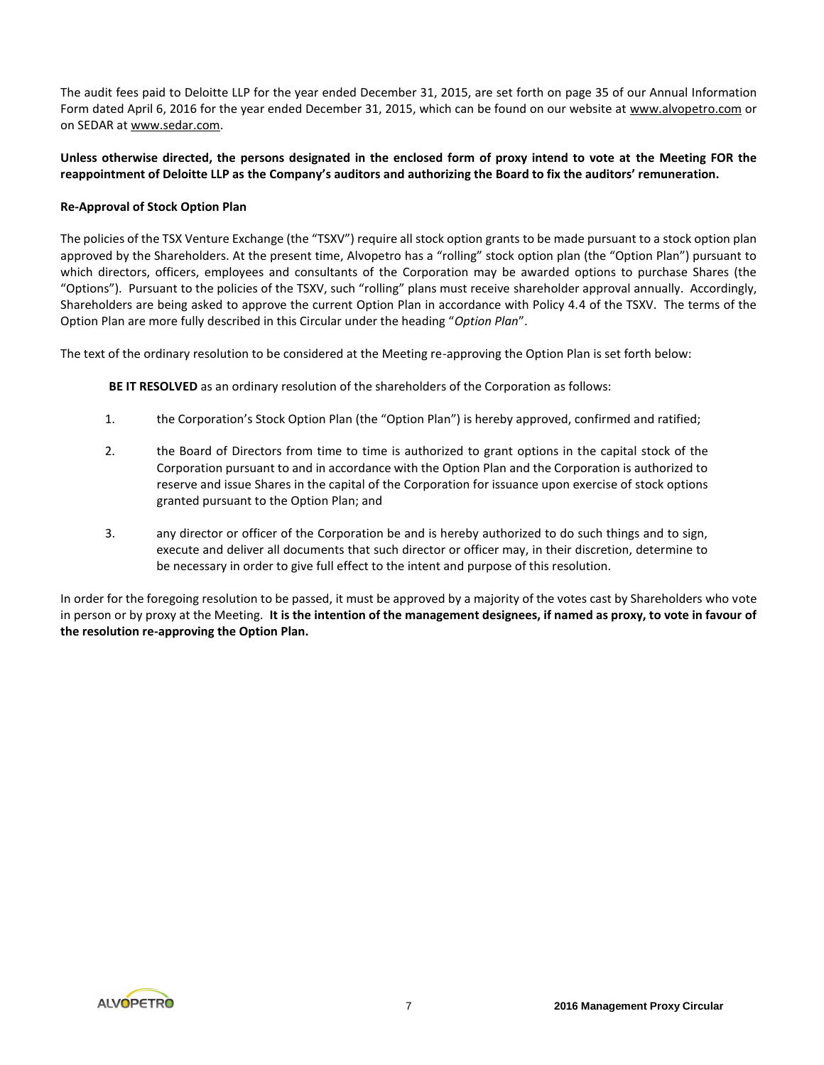The audit fees paid to Deloitte LLP for the year ended December 31, 2015, are set forth on page 35 of our Annual Information Form dated April 6, 2016 for the year ended December 31, 2015, which can be found on our website at www.alvopetro.com or on SEDAR at www.sedar.com.

**Unless otherwise directed, the persons designated in the enclosed form of proxy intend to vote at the Meeting FOR the reappointment of Deloitte LLP as the Company's auditors and authorizing the Board to fix the auditors' remuneration.**

**Re-Approval of Stock Option Plan**

The policies of the TSX Venture Exchange (the "TSXV") require all stock option grants to be made pursuant to a stock option plan approved by the Shareholders. At the present time, Alvopetro has a "rolling" stock option plan (the "Option Plan") pursuant to which directors, officers, employees and consultants of the Corporation may be awarded options to purchase Shares (the "Options"). Pursuant to the policies of the TSXV, such "rolling" plans must receive shareholder approval annually. Accordingly, Shareholders are being asked to approve the current Option Plan in accordance with Policy 4.4 of the TSXV. The terms of the Option Plan are more fully described in this Circular under the heading "*Option Plan*".

The text of the ordinary resolution to be considered at the Meeting re-approving the Option Plan is set forth below:

**BE IT RESOLVED** as an ordinary resolution of the shareholders of the Corporation as follows:

1. the Corporation's Stock Option Plan (the "Option Plan") is hereby approved, confirmed and ratified;
2. the Board of Directors from time to time is authorized to grant options in the capital stock of the Corporation pursuant to and in accordance with the Option Plan and the Corporation is authorized to reserve and issue Shares in the capital of the Corporation for issuance upon exercise of stock options granted pursuant to the Option Plan; and
3. any director or officer of the Corporation be and is hereby authorized to do such things and to sign, execute and deliver all documents that such director or officer may, in their discretion, determine to be necessary in order to give full effect to the intent and purpose of this resolution.

In order for the foregoing resolution to be passed, it must be approved by a majority of the votes cast by Shareholders who vote in person or by proxy at the Meeting. **It is the intention of the management designees, if named as proxy, to vote in favour of the resolution re-approving the Option Plan.**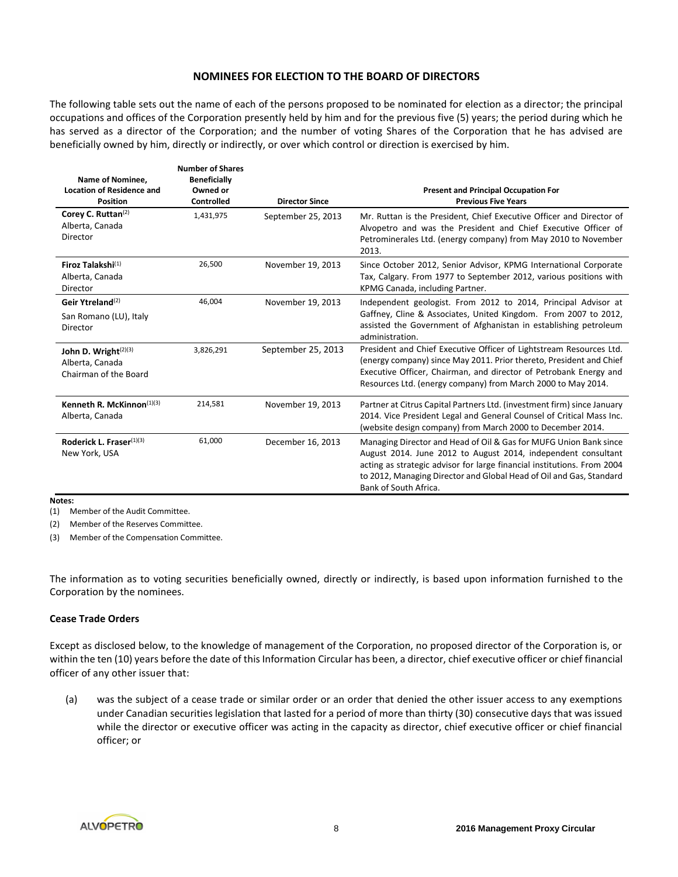## NOMINEES FOR ELECTION TO THE BOARD OF DIRECTORS

The following table sets out the name of each of the persons proposed to be nominated for election as a director; the principal occupations and offices of the Corporation presently held by him and for the previous five (5) years; the period during which he has served as a director of the Corporation; and the number of voting Shares of the Corporation that he has advised are beneficially owned by him, directly or indirectly, or over which control or direction is exercised by him.

| Name of Nominee, Location of Residence and Position | Number of Shares Beneficially Owned or Controlled | Director Since | Present and Principal Occupation For Previous Five Years |
|---|---|---|---|
| **Corey C. Ruttan**[2]<br>Alberta, Canada<br>Director | 1,431,975 | September 25, 2013 | Mr. Ruttan is the President, Chief Executive Officer and Director of Alvopetro and was the President and Chief Executive Officer of Petrominerales Ltd. (energy company) from May 2010 to November 2013. |
| **Firoz Talakshi**[1]<br>Alberta, Canada<br>Director | 26,500 | November 19, 2013 | Since October 2012, Senior Advisor, KPMG International Corporate Tax, Calgary. From 1977 to September 2012, various positions with KPMG Canada, including Partner. |
| **Geir Ytreland**[2]<br>San Romano (LU), Italy<br>Director | 46,004 | November 19, 2013 | Independent geologist. From 2012 to 2014, Principal Advisor at Gaffney, Cline & Associates, United Kingdom. From 2007 to 2012, assisted the Government of Afghanistan in establishing petroleum administration. |
| **John D. Wright**[2][3]<br>Alberta, Canada<br>Chairman of the Board | 3,826,291 | September 25, 2013 | President and Chief Executive Officer of Lightstream Resources Ltd. (energy company) since May 2011. Prior thereto, President and Chief Executive Officer, Chairman, and director of Petrobank Energy and Resources Ltd. (energy company) from March 2000 to May 2014. |
| **Kenneth R. McKinnon**[1][3]<br>Alberta, Canada | 214,581 | November 19, 2013 | Partner at Citrus Capital Partners Ltd. (investment firm) since January 2014. Vice President Legal and General Counsel of Critical Mass Inc. (website design company) from March 2000 to December 2014. |
| **Roderick L. Fraser**[1][3]<br>New York, USA | 61,000 | December 16, 2013 | Managing Director and Head of Oil & Gas for MUFG Union Bank since August 2014. June 2012 to August 2014, independent consultant acting as strategic advisor for large financial institutions. From 2004 to 2012, Managing Director and Global Head of Oil and Gas, Standard Bank of South Africa. |

**Notes:**

(1) Member of the Audit Committee.

(2) Member of the Reserves Committee.

(3) Member of the Compensation Committee.

The information as to voting securities beneficially owned, directly or indirectly, is based upon information furnished to the Corporation by the nominees.

### Cease Trade Orders

Except as disclosed below, to the knowledge of management of the Corporation, no proposed director of the Corporation is, or within the ten (10) years before the date of this Information Circular has been, a director, chief executive officer or chief financial officer of any other issuer that:

(a) was the subject of a cease trade or similar order or an order that denied the other issuer access to any exemptions under Canadian securities legislation that lasted for a period of more than thirty (30) consecutive days that was issued while the director or executive officer was acting in the capacity as director, chief executive officer or chief financial officer; or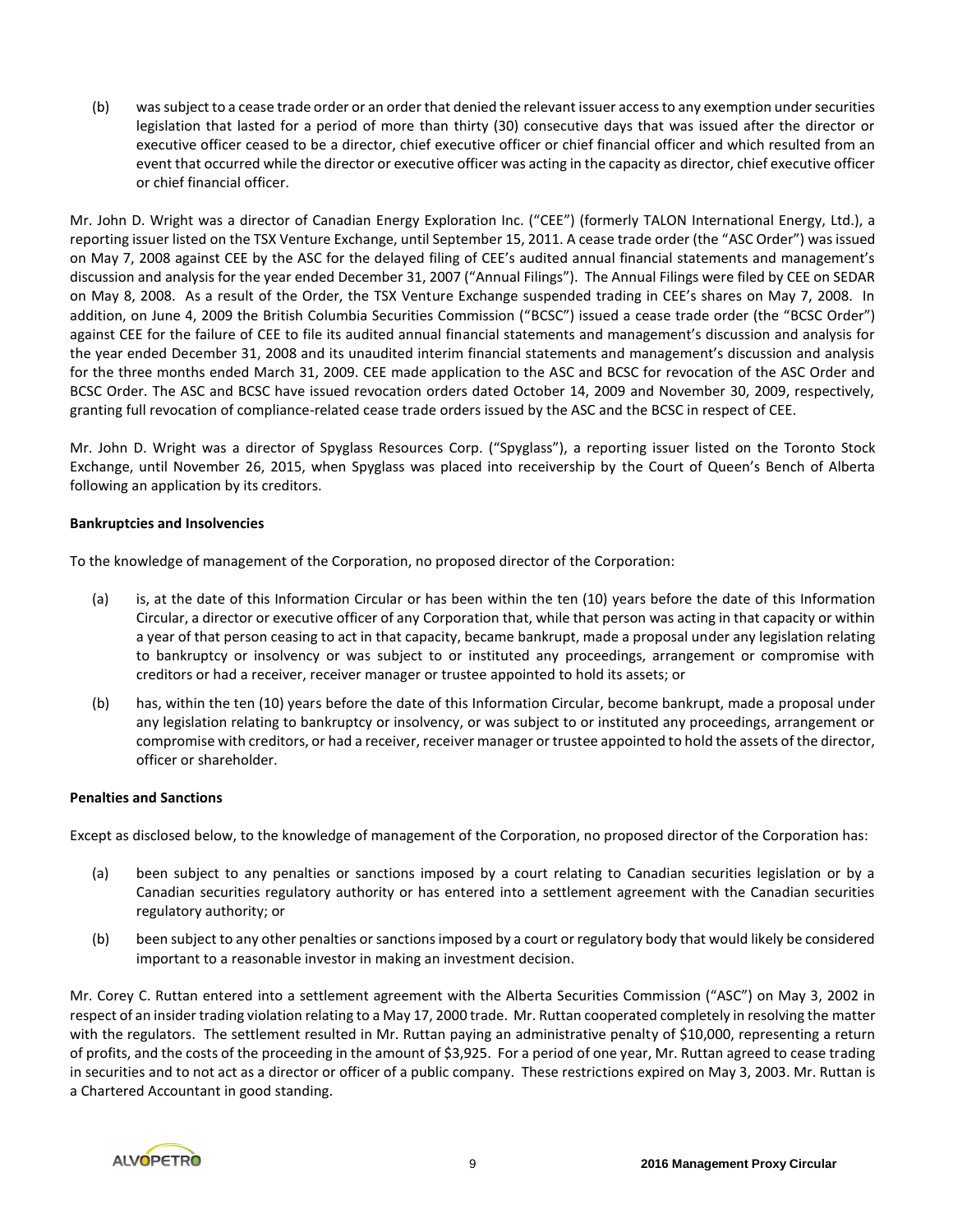(b) was subject to a cease trade order or an order that denied the relevant issuer access to any exemption under securities legislation that lasted for a period of more than thirty (30) consecutive days that was issued after the director or executive officer ceased to be a director, chief executive officer or chief financial officer and which resulted from an event that occurred while the director or executive officer was acting in the capacity as director, chief executive officer or chief financial officer.

Mr. John D. Wright was a director of Canadian Energy Exploration Inc. ("CEE") (formerly TALON International Energy, Ltd.), a reporting issuer listed on the TSX Venture Exchange, until September 15, 2011. A cease trade order (the "ASC Order") was issued on May 7, 2008 against CEE by the ASC for the delayed filing of CEE's audited annual financial statements and management's discussion and analysis for the year ended December 31, 2007 ("Annual Filings"). The Annual Filings were filed by CEE on SEDAR on May 8, 2008. As a result of the Order, the TSX Venture Exchange suspended trading in CEE's shares on May 7, 2008. In addition, on June 4, 2009 the British Columbia Securities Commission ("BCSC") issued a cease trade order (the "BCSC Order") against CEE for the failure of CEE to file its audited annual financial statements and management's discussion and analysis for the year ended December 31, 2008 and its unaudited interim financial statements and management's discussion and analysis for the three months ended March 31, 2009. CEE made application to the ASC and BCSC for revocation of the ASC Order and BCSC Order. The ASC and BCSC have issued revocation orders dated October 14, 2009 and November 30, 2009, respectively, granting full revocation of compliance-related cease trade orders issued by the ASC and the BCSC in respect of CEE.

Mr. John D. Wright was a director of Spyglass Resources Corp. ("Spyglass"), a reporting issuer listed on the Toronto Stock Exchange, until November 26, 2015, when Spyglass was placed into receivership by the Court of Queen's Bench of Alberta following an application by its creditors.

**Bankruptcies and Insolvencies**

To the knowledge of management of the Corporation, no proposed director of the Corporation:

(a) is, at the date of this Information Circular or has been within the ten (10) years before the date of this Information Circular, a director or executive officer of any Corporation that, while that person was acting in that capacity or within a year of that person ceasing to act in that capacity, became bankrupt, made a proposal under any legislation relating to bankruptcy or insolvency or was subject to or instituted any proceedings, arrangement or compromise with creditors or had a receiver, receiver manager or trustee appointed to hold its assets; or

(b) has, within the ten (10) years before the date of this Information Circular, become bankrupt, made a proposal under any legislation relating to bankruptcy or insolvency, or was subject to or instituted any proceedings, arrangement or compromise with creditors, or had a receiver, receiver manager or trustee appointed to hold the assets of the director, officer or shareholder.

**Penalties and Sanctions**

Except as disclosed below, to the knowledge of management of the Corporation, no proposed director of the Corporation has:

(a) been subject to any penalties or sanctions imposed by a court relating to Canadian securities legislation or by a Canadian securities regulatory authority or has entered into a settlement agreement with the Canadian securities regulatory authority; or

(b) been subject to any other penalties or sanctions imposed by a court or regulatory body that would likely be considered important to a reasonable investor in making an investment decision.

Mr. Corey C. Ruttan entered into a settlement agreement with the Alberta Securities Commission ("ASC") on May 3, 2002 in respect of an insider trading violation relating to a May 17, 2000 trade. Mr. Ruttan cooperated completely in resolving the matter with the regulators. The settlement resulted in Mr. Ruttan paying an administrative penalty of $10,000, representing a return of profits, and the costs of the proceeding in the amount of $3,925. For a period of one year, Mr. Ruttan agreed to cease trading in securities and to not act as a director or officer of a public company. These restrictions expired on May 3, 2003. Mr. Ruttan is a Chartered Accountant in good standing.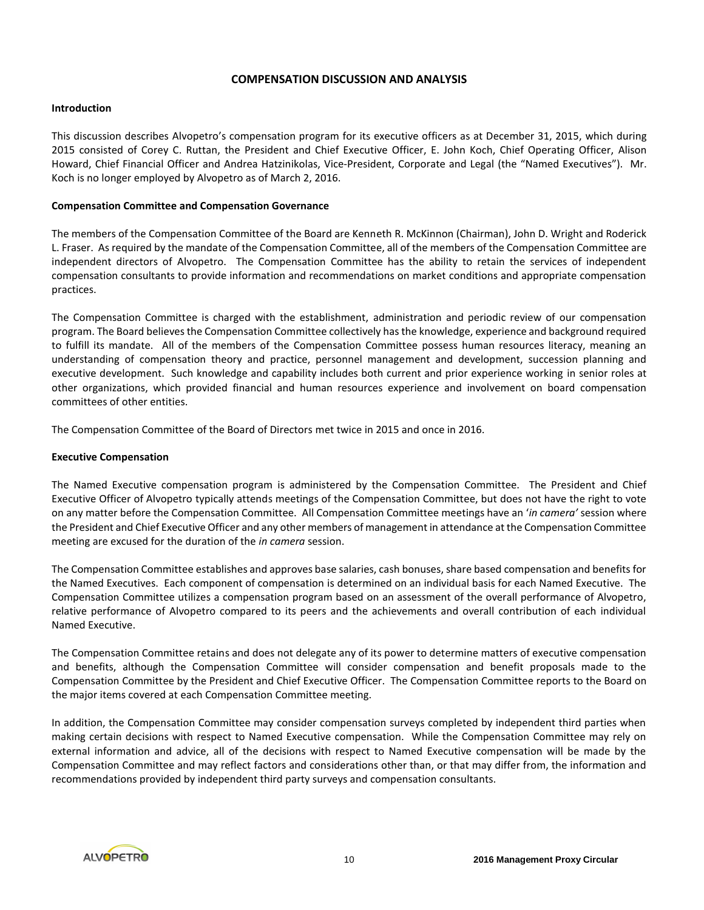## COMPENSATION DISCUSSION AND ANALYSIS

### Introduction

This discussion describes Alvopetro's compensation program for its executive officers as at December 31, 2015, which during 2015 consisted of Corey C. Ruttan, the President and Chief Executive Officer, E. John Koch, Chief Operating Officer, Alison Howard, Chief Financial Officer and Andrea Hatzinikolas, Vice-President, Corporate and Legal (the "Named Executives"). Mr. Koch is no longer employed by Alvopetro as of March 2, 2016.

### Compensation Committee and Compensation Governance

The members of the Compensation Committee of the Board are Kenneth R. McKinnon (Chairman), John D. Wright and Roderick L. Fraser. As required by the mandate of the Compensation Committee, all of the members of the Compensation Committee are independent directors of Alvopetro. The Compensation Committee has the ability to retain the services of independent compensation consultants to provide information and recommendations on market conditions and appropriate compensation practices.

The Compensation Committee is charged with the establishment, administration and periodic review of our compensation program. The Board believes the Compensation Committee collectively has the knowledge, experience and background required to fulfill its mandate. All of the members of the Compensation Committee possess human resources literacy, meaning an understanding of compensation theory and practice, personnel management and development, succession planning and executive development. Such knowledge and capability includes both current and prior experience working in senior roles at other organizations, which provided financial and human resources experience and involvement on board compensation committees of other entities.

The Compensation Committee of the Board of Directors met twice in 2015 and once in 2016.

### Executive Compensation

The Named Executive compensation program is administered by the Compensation Committee. The President and Chief Executive Officer of Alvopetro typically attends meetings of the Compensation Committee, but does not have the right to vote on any matter before the Compensation Committee. All Compensation Committee meetings have an '*in camera'* session where the President and Chief Executive Officer and any other members of management in attendance at the Compensation Committee meeting are excused for the duration of the *in camera* session.

The Compensation Committee establishes and approves base salaries, cash bonuses, share based compensation and benefits for the Named Executives. Each component of compensation is determined on an individual basis for each Named Executive. The Compensation Committee utilizes a compensation program based on an assessment of the overall performance of Alvopetro, relative performance of Alvopetro compared to its peers and the achievements and overall contribution of each individual Named Executive.

The Compensation Committee retains and does not delegate any of its power to determine matters of executive compensation and benefits, although the Compensation Committee will consider compensation and benefit proposals made to the Compensation Committee by the President and Chief Executive Officer. The Compensation Committee reports to the Board on the major items covered at each Compensation Committee meeting.

In addition, the Compensation Committee may consider compensation surveys completed by independent third parties when making certain decisions with respect to Named Executive compensation. While the Compensation Committee may rely on external information and advice, all of the decisions with respect to Named Executive compensation will be made by the Compensation Committee and may reflect factors and considerations other than, or that may differ from, the information and recommendations provided by independent third party surveys and compensation consultants.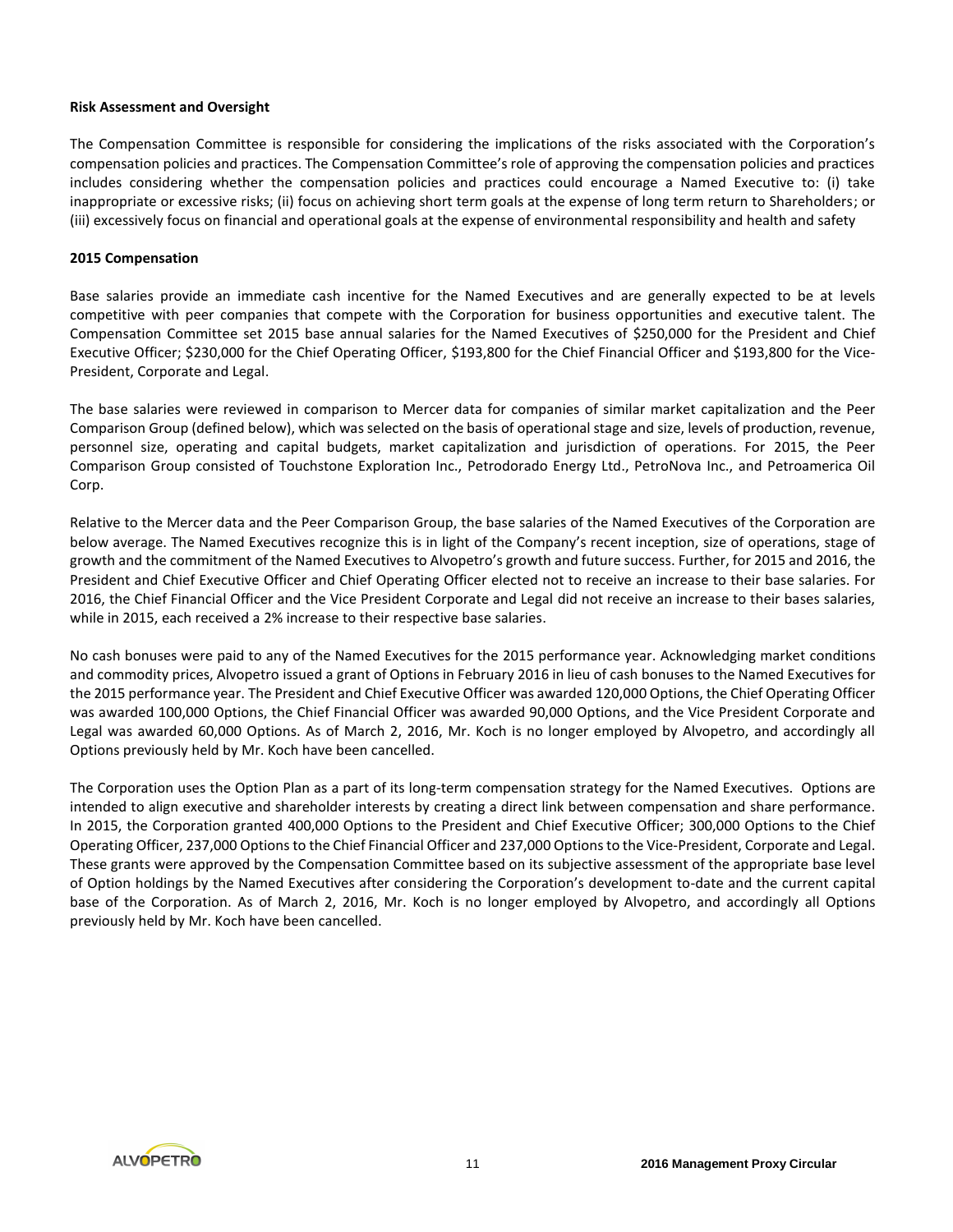**Risk Assessment and Oversight**

The Compensation Committee is responsible for considering the implications of the risks associated with the Corporation's compensation policies and practices. The Compensation Committee's role of approving the compensation policies and practices includes considering whether the compensation policies and practices could encourage a Named Executive to: (i) take inappropriate or excessive risks; (ii) focus on achieving short term goals at the expense of long term return to Shareholders; or (iii) excessively focus on financial and operational goals at the expense of environmental responsibility and health and safety

**2015 Compensation**

Base salaries provide an immediate cash incentive for the Named Executives and are generally expected to be at levels competitive with peer companies that compete with the Corporation for business opportunities and executive talent. The Compensation Committee set 2015 base annual salaries for the Named Executives of $250,000 for the President and Chief Executive Officer; $230,000 for the Chief Operating Officer, $193,800 for the Chief Financial Officer and $193,800 for the Vice-President, Corporate and Legal.

The base salaries were reviewed in comparison to Mercer data for companies of similar market capitalization and the Peer Comparison Group (defined below), which was selected on the basis of operational stage and size, levels of production, revenue, personnel size, operating and capital budgets, market capitalization and jurisdiction of operations. For 2015, the Peer Comparison Group consisted of Touchstone Exploration Inc., Petrodorado Energy Ltd., PetroNova Inc., and Petroamerica Oil Corp.

Relative to the Mercer data and the Peer Comparison Group, the base salaries of the Named Executives of the Corporation are below average. The Named Executives recognize this is in light of the Company's recent inception, size of operations, stage of growth and the commitment of the Named Executives to Alvopetro's growth and future success. Further, for 2015 and 2016, the President and Chief Executive Officer and Chief Operating Officer elected not to receive an increase to their base salaries. For 2016, the Chief Financial Officer and the Vice President Corporate and Legal did not receive an increase to their bases salaries, while in 2015, each received a 2% increase to their respective base salaries.

No cash bonuses were paid to any of the Named Executives for the 2015 performance year. Acknowledging market conditions and commodity prices, Alvopetro issued a grant of Options in February 2016 in lieu of cash bonuses to the Named Executives for the 2015 performance year. The President and Chief Executive Officer was awarded 120,000 Options, the Chief Operating Officer was awarded 100,000 Options, the Chief Financial Officer was awarded 90,000 Options, and the Vice President Corporate and Legal was awarded 60,000 Options. As of March 2, 2016, Mr. Koch is no longer employed by Alvopetro, and accordingly all Options previously held by Mr. Koch have been cancelled.

The Corporation uses the Option Plan as a part of its long-term compensation strategy for the Named Executives. Options are intended to align executive and shareholder interests by creating a direct link between compensation and share performance. In 2015, the Corporation granted 400,000 Options to the President and Chief Executive Officer; 300,000 Options to the Chief Operating Officer, 237,000 Options to the Chief Financial Officer and 237,000 Options to the Vice-President, Corporate and Legal. These grants were approved by the Compensation Committee based on its subjective assessment of the appropriate base level of Option holdings by the Named Executives after considering the Corporation's development to-date and the current capital base of the Corporation. As of March 2, 2016, Mr. Koch is no longer employed by Alvopetro, and accordingly all Options previously held by Mr. Koch have been cancelled.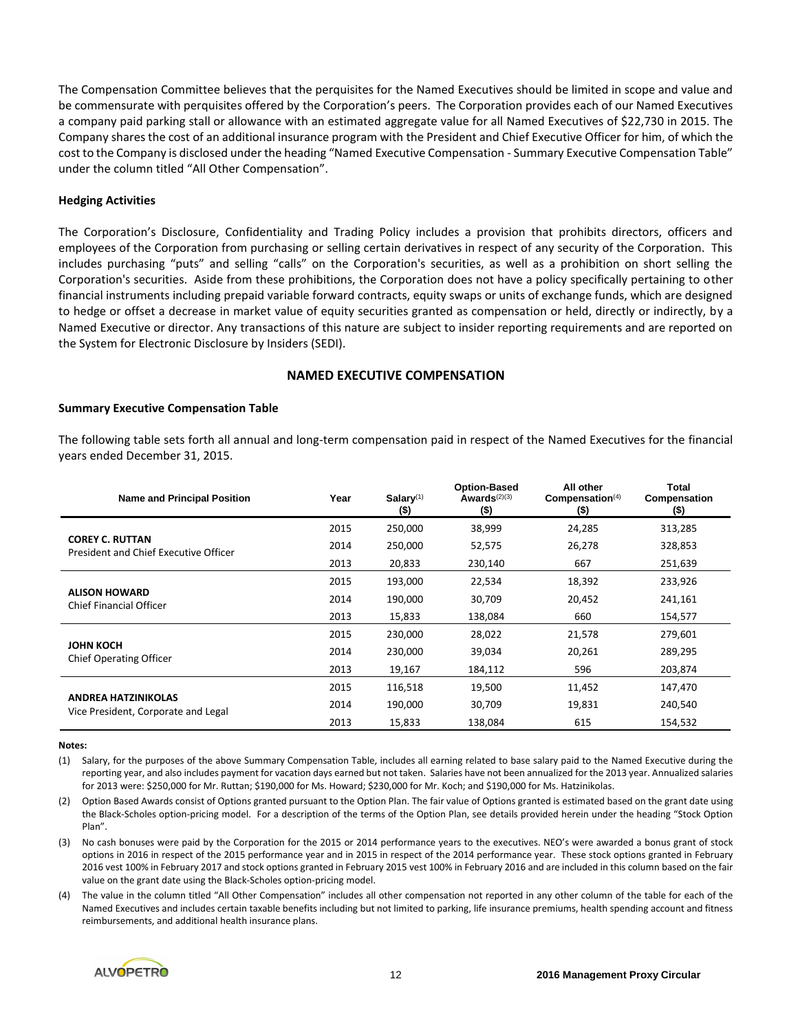The Compensation Committee believes that the perquisites for the Named Executives should be limited in scope and value and be commensurate with perquisites offered by the Corporation's peers. The Corporation provides each of our Named Executives a company paid parking stall or allowance with an estimated aggregate value for all Named Executives of $22,730 in 2015. The Company shares the cost of an additional insurance program with the President and Chief Executive Officer for him, of which the cost to the Company is disclosed under the heading "Named Executive Compensation - Summary Executive Compensation Table" under the column titled "All Other Compensation".

**Hedging Activities**

The Corporation's Disclosure, Confidentiality and Trading Policy includes a provision that prohibits directors, officers and employees of the Corporation from purchasing or selling certain derivatives in respect of any security of the Corporation. This includes purchasing "puts" and selling "calls" on the Corporation's securities, as well as a prohibition on short selling the Corporation's securities. Aside from these prohibitions, the Corporation does not have a policy specifically pertaining to other financial instruments including prepaid variable forward contracts, equity swaps or units of exchange funds, which are designed to hedge or offset a decrease in market value of equity securities granted as compensation or held, directly or indirectly, by a Named Executive or director. Any transactions of this nature are subject to insider reporting requirements and are reported on the System for Electronic Disclosure by Insiders (SEDI).

## NAMED EXECUTIVE COMPENSATION

**Summary Executive Compensation Table**

The following table sets forth all annual and long-term compensation paid in respect of the Named Executives for the financial years ended December 31, 2015.

| Name and Principal Position | Year | Salary[(1)] ($) | Option-Based Awards[(2)(3)] ($) | All other Compensation[(4)] ($) | Total Compensation ($) |
|---|---|---|---|---|---|
| **COREY C. RUTTAN** President and Chief Executive Officer | 2015 | 250,000 | 38,999 | 24,285 | 313,285 |
| | 2014 | 250,000 | 52,575 | 26,278 | 328,853 |
| | 2013 | 20,833 | 230,140 | 667 | 251,639 |
| **ALISON HOWARD** Chief Financial Officer | 2015 | 193,000 | 22,534 | 18,392 | 233,926 |
| | 2014 | 190,000 | 30,709 | 20,452 | 241,161 |
| | 2013 | 15,833 | 138,084 | 660 | 154,577 |
| **JOHN KOCH** Chief Operating Officer | 2015 | 230,000 | 28,022 | 21,578 | 279,601 |
| | 2014 | 230,000 | 39,034 | 20,261 | 289,295 |
| | 2013 | 19,167 | 184,112 | 596 | 203,874 |
| **ANDREA HATZINIKOLAS** Vice President, Corporate and Legal | 2015 | 116,518 | 19,500 | 11,452 | 147,470 |
| | 2014 | 190,000 | 30,709 | 19,831 | 240,540 |
| | 2013 | 15,833 | 138,084 | 615 | 154,532 |

**Notes:**

(1) Salary, for the purposes of the above Summary Compensation Table, includes all earning related to base salary paid to the Named Executive during the reporting year, and also includes payment for vacation days earned but not taken. Salaries have not been annualized for the 2013 year. Annualized salaries for 2013 were: $250,000 for Mr. Ruttan; $190,000 for Ms. Howard; $230,000 for Mr. Koch; and $190,000 for Ms. Hatzinikolas.

(2) Option Based Awards consist of Options granted pursuant to the Option Plan. The fair value of Options granted is estimated based on the grant date using the Black-Scholes option-pricing model. For a description of the terms of the Option Plan, see details provided herein under the heading "Stock Option Plan".

(3) No cash bonuses were paid by the Corporation for the 2015 or 2014 performance years to the executives. NEO's were awarded a bonus grant of stock options in 2016 in respect of the 2015 performance year and in 2015 in respect of the 2014 performance year. These stock options granted in February 2016 vest 100% in February 2017 and stock options granted in February 2015 vest 100% in February 2016 and are included in this column based on the fair value on the grant date using the Black-Scholes option-pricing model.

(4) The value in the column titled "All Other Compensation" includes all other compensation not reported in any other column of the table for each of the Named Executives and includes certain taxable benefits including but not limited to parking, life insurance premiums, health spending account and fitness reimbursements, and additional health insurance plans.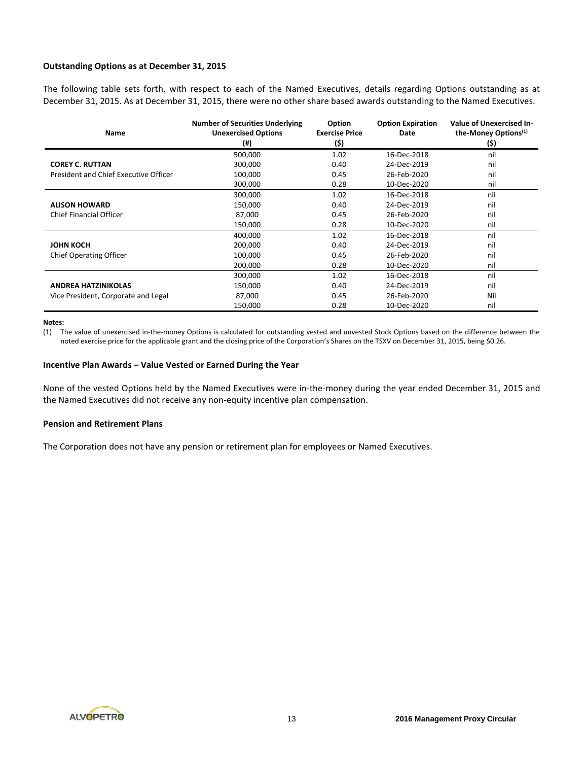### Outstanding Options as at December 31, 2015

The following table sets forth, with respect to each of the Named Executives, details regarding Options outstanding as at December 31, 2015. As at December 31, 2015, there were no other share based awards outstanding to the Named Executives.

| Name | Number of Securities Underlying Unexercised Options (#) | Option Exercise Price ($) | Option Expiration Date | Value of Unexercised In-the-Money Options[(1)] ($) |
|---|---|---|---|---|
| | 500,000 | 1.02 | 16-Dec-2018 | nil |
| **COREY C. RUTTAN** | 300,000 | 0.40 | 24-Dec-2019 | nil |
| President and Chief Executive Officer | 100,000 | 0.45 | 26-Feb-2020 | nil |
| | 300,000 | 0.28 | 10-Dec-2020 | nil |
| | 300,000 | 1.02 | 16-Dec-2018 | nil |
| **ALISON HOWARD** | 150,000 | 0.40 | 24-Dec-2019 | nil |
| Chief Financial Officer | 87,000 | 0.45 | 26-Feb-2020 | nil |
| | 150,000 | 0.28 | 10-Dec-2020 | nil |
| | 400,000 | 1.02 | 16-Dec-2018 | nil |
| **JOHN KOCH** | 200,000 | 0.40 | 24-Dec-2019 | nil |
| Chief Operating Officer | 100,000 | 0.45 | 26-Feb-2020 | nil |
| | 200,000 | 0.28 | 10-Dec-2020 | nil |
| | 300,000 | 1.02 | 16-Dec-2018 | nil |
| **ANDREA HATZINIKOLAS** | 150,000 | 0.40 | 24-Dec-2019 | nil |
| Vice President, Corporate and Legal | 87,000 | 0.45 | 26-Feb-2020 | Nil |
| | 150,000 | 0.28 | 10-Dec-2020 | nil |

**Notes:**

(1) The value of unexercised in-the-money Options is calculated for outstanding vested and unvested Stock Options based on the difference between the noted exercise price for the applicable grant and the closing price of the Corporation's Shares on the TSXV on December 31, 2015, being $0.26.

### Incentive Plan Awards – Value Vested or Earned During the Year

None of the vested Options held by the Named Executives were in-the-money during the year ended December 31, 2015 and the Named Executives did not receive any non-equity incentive plan compensation.

### Pension and Retirement Plans

The Corporation does not have any pension or retirement plan for employees or Named Executives.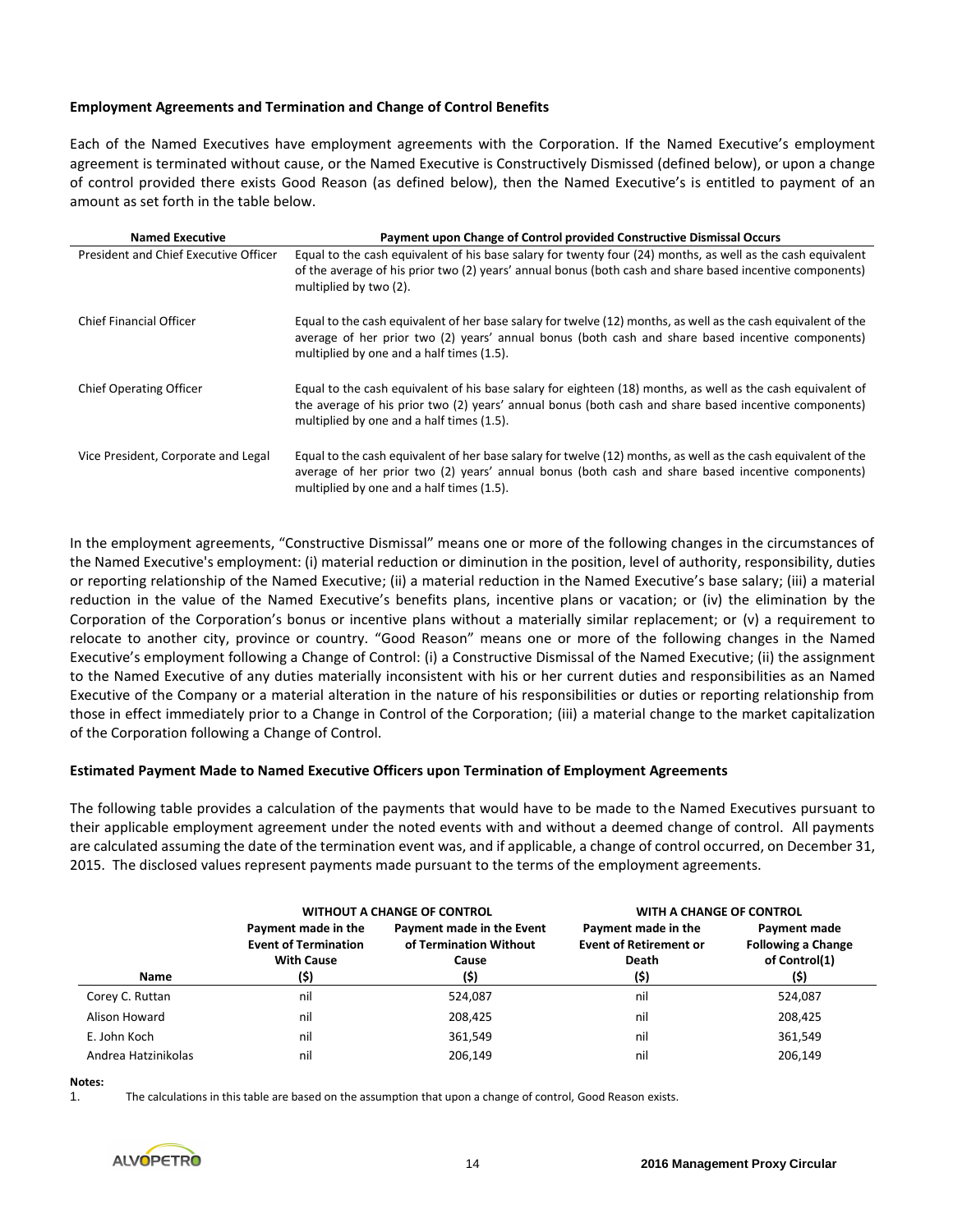**Employment Agreements and Termination and Change of Control Benefits**

Each of the Named Executives have employment agreements with the Corporation. If the Named Executive's employment agreement is terminated without cause, or the Named Executive is Constructively Dismissed (defined below), or upon a change of control provided there exists Good Reason (as defined below), then the Named Executive's is entitled to payment of an amount as set forth in the table below.

| Named Executive | Payment upon Change of Control provided Constructive Dismissal Occurs |
|---|---|
| President and Chief Executive Officer | Equal to the cash equivalent of his base salary for twenty four (24) months, as well as the cash equivalent of the average of his prior two (2) years' annual bonus (both cash and share based incentive components) multiplied by two (2). |
| Chief Financial Officer | Equal to the cash equivalent of her base salary for twelve (12) months, as well as the cash equivalent of the average of her prior two (2) years' annual bonus (both cash and share based incentive components) multiplied by one and a half times (1.5). |
| Chief Operating Officer | Equal to the cash equivalent of his base salary for eighteen (18) months, as well as the cash equivalent of the average of his prior two (2) years' annual bonus (both cash and share based incentive components) multiplied by one and a half times (1.5). |
| Vice President, Corporate and Legal | Equal to the cash equivalent of her base salary for twelve (12) months, as well as the cash equivalent of the average of her prior two (2) years' annual bonus (both cash and share based incentive components) multiplied by one and a half times (1.5). |

In the employment agreements, "Constructive Dismissal" means one or more of the following changes in the circumstances of the Named Executive's employment: (i) material reduction or diminution in the position, level of authority, responsibility, duties or reporting relationship of the Named Executive; (ii) a material reduction in the Named Executive's base salary; (iii) a material reduction in the value of the Named Executive's benefits plans, incentive plans or vacation; or (iv) the elimination by the Corporation of the Corporation's bonus or incentive plans without a materially similar replacement; or (v) a requirement to relocate to another city, province or country. "Good Reason" means one or more of the following changes in the Named Executive's employment following a Change of Control: (i) a Constructive Dismissal of the Named Executive; (ii) the assignment to the Named Executive of any duties materially inconsistent with his or her current duties and responsibilities as an Named Executive of the Company or a material alteration in the nature of his responsibilities or duties or reporting relationship from those in effect immediately prior to a Change in Control of the Corporation; (iii) a material change to the market capitalization of the Corporation following a Change of Control.

**Estimated Payment Made to Named Executive Officers upon Termination of Employment Agreements**

The following table provides a calculation of the payments that would have to be made to the Named Executives pursuant to their applicable employment agreement under the noted events with and without a deemed change of control. All payments are calculated assuming the date of the termination event was, and if applicable, a change of control occurred, on December 31, 2015. The disclosed values represent payments made pursuant to the terms of the employment agreements.

| | WITHOUT A CHANGE OF CONTROL | | WITH A CHANGE OF CONTROL | |
|---|---|---|---|---|
| Name | Payment made in the Event of Termination With Cause ($) | Payment made in the Event of Termination Without Cause ($) | Payment made in the Event of Retirement or Death ($) | Payment made Following a Change of Control(1) ($) |
| Corey C. Ruttan | nil | 524,087 | nil | 524,087 |
| Alison Howard | nil | 208,425 | nil | 208,425 |
| E. John Koch | nil | 361,549 | nil | 361,549 |
| Andrea Hatzinikolas | nil | 206,149 | nil | 206,149 |

**Notes:**

1. The calculations in this table are based on the assumption that upon a change of control, Good Reason exists.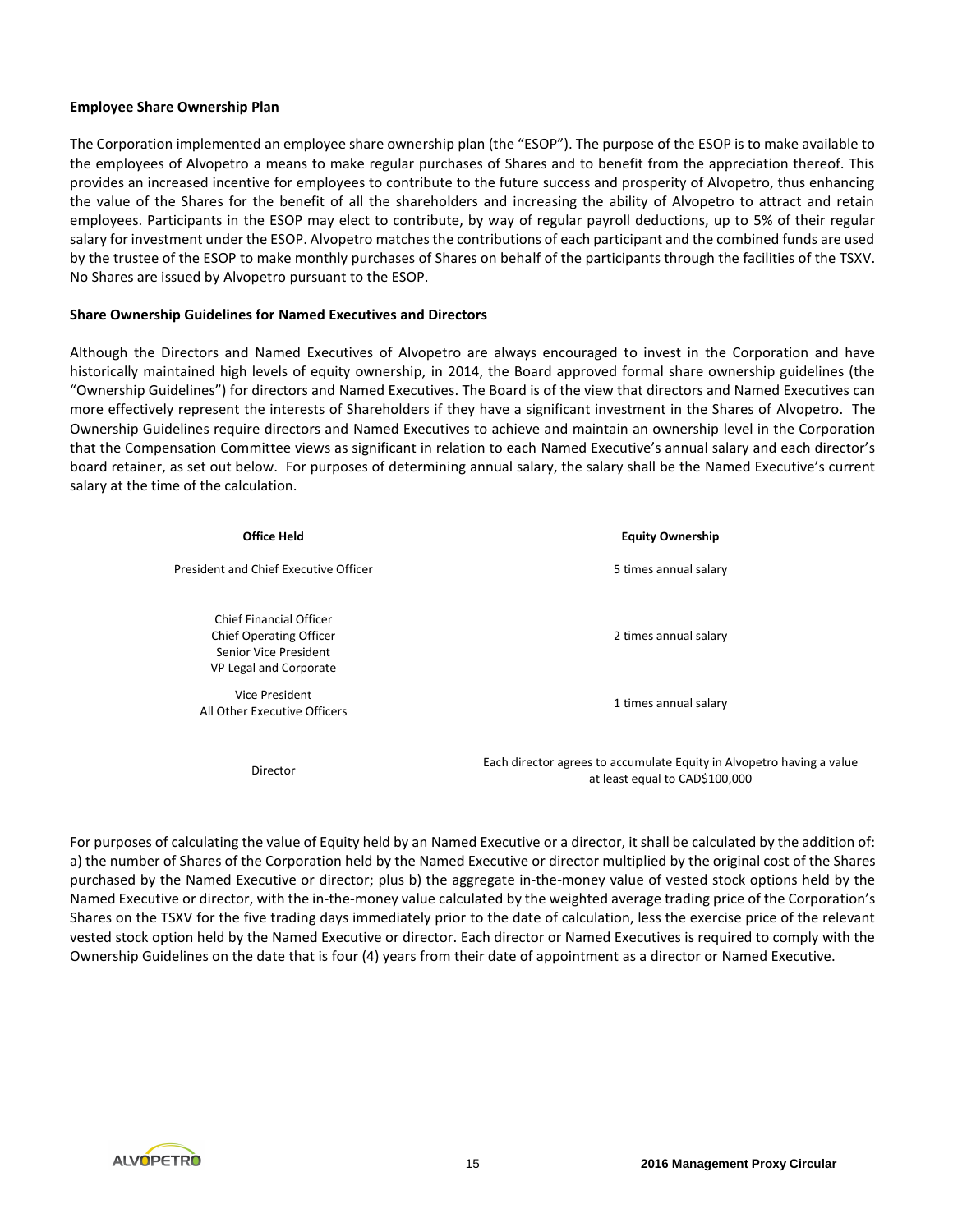**Employee Share Ownership Plan**

The Corporation implemented an employee share ownership plan (the "ESOP"). The purpose of the ESOP is to make available to the employees of Alvopetro a means to make regular purchases of Shares and to benefit from the appreciation thereof. This provides an increased incentive for employees to contribute to the future success and prosperity of Alvopetro, thus enhancing the value of the Shares for the benefit of all the shareholders and increasing the ability of Alvopetro to attract and retain employees. Participants in the ESOP may elect to contribute, by way of regular payroll deductions, up to 5% of their regular salary for investment under the ESOP. Alvopetro matches the contributions of each participant and the combined funds are used by the trustee of the ESOP to make monthly purchases of Shares on behalf of the participants through the facilities of the TSXV. No Shares are issued by Alvopetro pursuant to the ESOP.

**Share Ownership Guidelines for Named Executives and Directors**

Although the Directors and Named Executives of Alvopetro are always encouraged to invest in the Corporation and have historically maintained high levels of equity ownership, in 2014, the Board approved formal share ownership guidelines (the "Ownership Guidelines") for directors and Named Executives. The Board is of the view that directors and Named Executives can more effectively represent the interests of Shareholders if they have a significant investment in the Shares of Alvopetro. The Ownership Guidelines require directors and Named Executives to achieve and maintain an ownership level in the Corporation that the Compensation Committee views as significant in relation to each Named Executive's annual salary and each director's board retainer, as set out below. For purposes of determining annual salary, the salary shall be the Named Executive's current salary at the time of the calculation.

| Office Held | Equity Ownership |
|---|---|
| President and Chief Executive Officer | 5 times annual salary |
| Chief Financial Officer<br>Chief Operating Officer<br>Senior Vice President<br>VP Legal and Corporate | 2 times annual salary |
| Vice President<br>All Other Executive Officers | 1 times annual salary |
| Director | Each director agrees to accumulate Equity in Alvopetro having a value at least equal to CAD$100,000 |

For purposes of calculating the value of Equity held by an Named Executive or a director, it shall be calculated by the addition of: a) the number of Shares of the Corporation held by the Named Executive or director multiplied by the original cost of the Shares purchased by the Named Executive or director; plus b) the aggregate in-the-money value of vested stock options held by the Named Executive or director, with the in-the-money value calculated by the weighted average trading price of the Corporation's Shares on the TSXV for the five trading days immediately prior to the date of calculation, less the exercise price of the relevant vested stock option held by the Named Executive or director. Each director or Named Executives is required to comply with the Ownership Guidelines on the date that is four (4) years from their date of appointment as a director or Named Executive.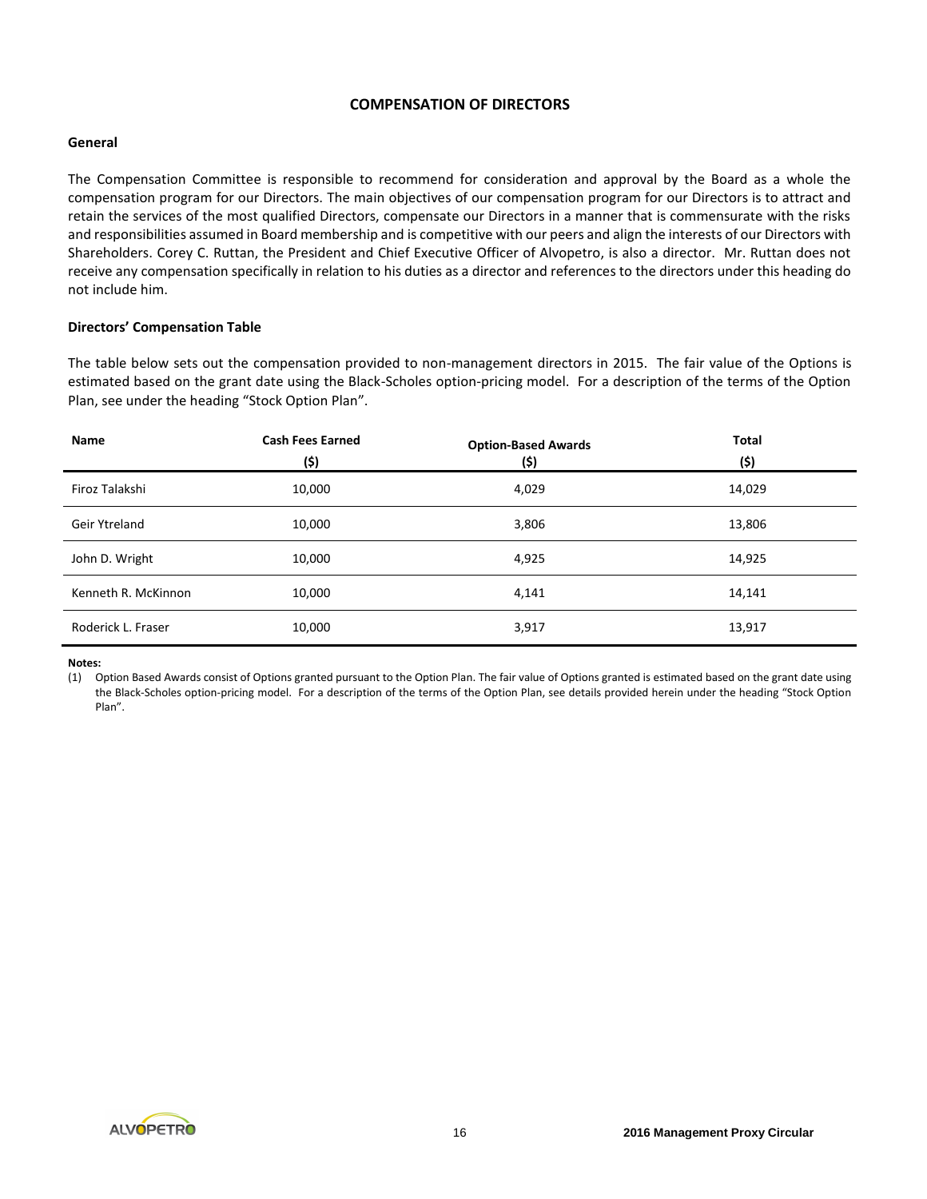## COMPENSATION OF DIRECTORS

### General

The Compensation Committee is responsible to recommend for consideration and approval by the Board as a whole the compensation program for our Directors. The main objectives of our compensation program for our Directors is to attract and retain the services of the most qualified Directors, compensate our Directors in a manner that is commensurate with the risks and responsibilities assumed in Board membership and is competitive with our peers and align the interests of our Directors with Shareholders. Corey C. Ruttan, the President and Chief Executive Officer of Alvopetro, is also a director. Mr. Ruttan does not receive any compensation specifically in relation to his duties as a director and references to the directors under this heading do not include him.

### Directors' Compensation Table

The table below sets out the compensation provided to non-management directors in 2015. The fair value of the Options is estimated based on the grant date using the Black-Scholes option-pricing model. For a description of the terms of the Option Plan, see under the heading "Stock Option Plan".

| Name | Cash Fees Earned ($) | Option-Based Awards ($) | Total ($) |
|---|---|---|---|
| Firoz Talakshi | 10,000 | 4,029 | 14,029 |
| Geir Ytreland | 10,000 | 3,806 | 13,806 |
| John D. Wright | 10,000 | 4,925 | 14,925 |
| Kenneth R. McKinnon | 10,000 | 4,141 | 14,141 |
| Roderick L. Fraser | 10,000 | 3,917 | 13,917 |

**Notes:**

(1) Option Based Awards consist of Options granted pursuant to the Option Plan. The fair value of Options granted is estimated based on the grant date using the Black-Scholes option-pricing model. For a description of the terms of the Option Plan, see details provided herein under the heading "Stock Option Plan".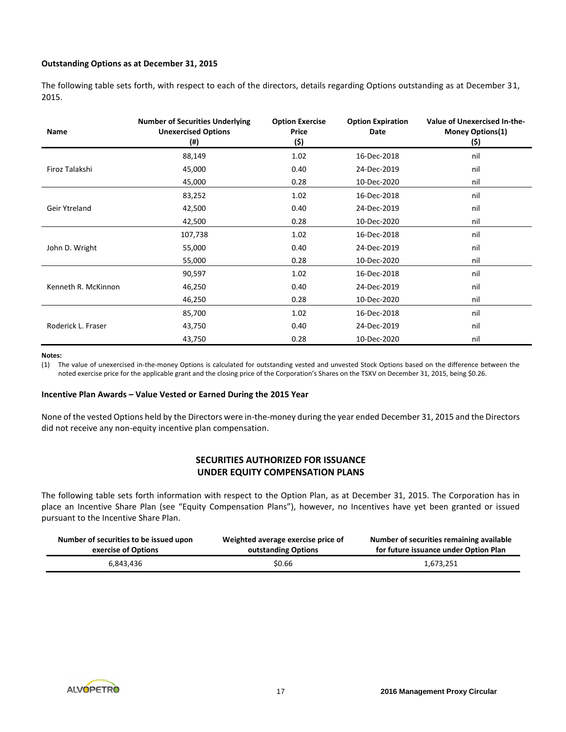**Outstanding Options as at December 31, 2015**

The following table sets forth, with respect to each of the directors, details regarding Options outstanding as at December 31, 2015.

| Name | Number of Securities Underlying Unexercised Options (#) | Option Exercise Price ($) | Option Expiration Date | Value of Unexercised In-the-Money Options(1) ($) |
|---|---|---|---|---|
| Firoz Talakshi | 88,149 | 1.02 | 16-Dec-2018 | nil |
| | 45,000 | 0.40 | 24-Dec-2019 | nil |
| | 45,000 | 0.28 | 10-Dec-2020 | nil |
| Geir Ytreland | 83,252 | 1.02 | 16-Dec-2018 | nil |
| | 42,500 | 0.40 | 24-Dec-2019 | nil |
| | 42,500 | 0.28 | 10-Dec-2020 | nil |
| John D. Wright | 107,738 | 1.02 | 16-Dec-2018 | nil |
| | 55,000 | 0.40 | 24-Dec-2019 | nil |
| | 55,000 | 0.28 | 10-Dec-2020 | nil |
| Kenneth R. McKinnon | 90,597 | 1.02 | 16-Dec-2018 | nil |
| | 46,250 | 0.40 | 24-Dec-2019 | nil |
| | 46,250 | 0.28 | 10-Dec-2020 | nil |
| Roderick L. Fraser | 85,700 | 1.02 | 16-Dec-2018 | nil |
| | 43,750 | 0.40 | 24-Dec-2019 | nil |
| | 43,750 | 0.28 | 10-Dec-2020 | nil |

**Notes:**

(1) The value of unexercised in-the-money Options is calculated for outstanding vested and unvested Stock Options based on the difference between the noted exercise price for the applicable grant and the closing price of the Corporation's Shares on the TSXV on December 31, 2015, being $0.26.

**Incentive Plan Awards – Value Vested or Earned During the 2015 Year**

None of the vested Options held by the Directors were in-the-money during the year ended December 31, 2015 and the Directors did not receive any non-equity incentive plan compensation.

## SECURITIES AUTHORIZED FOR ISSUANCE UNDER EQUITY COMPENSATION PLANS

The following table sets forth information with respect to the Option Plan, as at December 31, 2015. The Corporation has in place an Incentive Share Plan (see "Equity Compensation Plans"), however, no Incentives have yet been granted or issued pursuant to the Incentive Share Plan.

| Number of securities to be issued upon exercise of Options | Weighted average exercise price of outstanding Options | Number of securities remaining available for future issuance under Option Plan |
|---|---|---|
| 6,843,436 | $0.66 | 1,673,251 |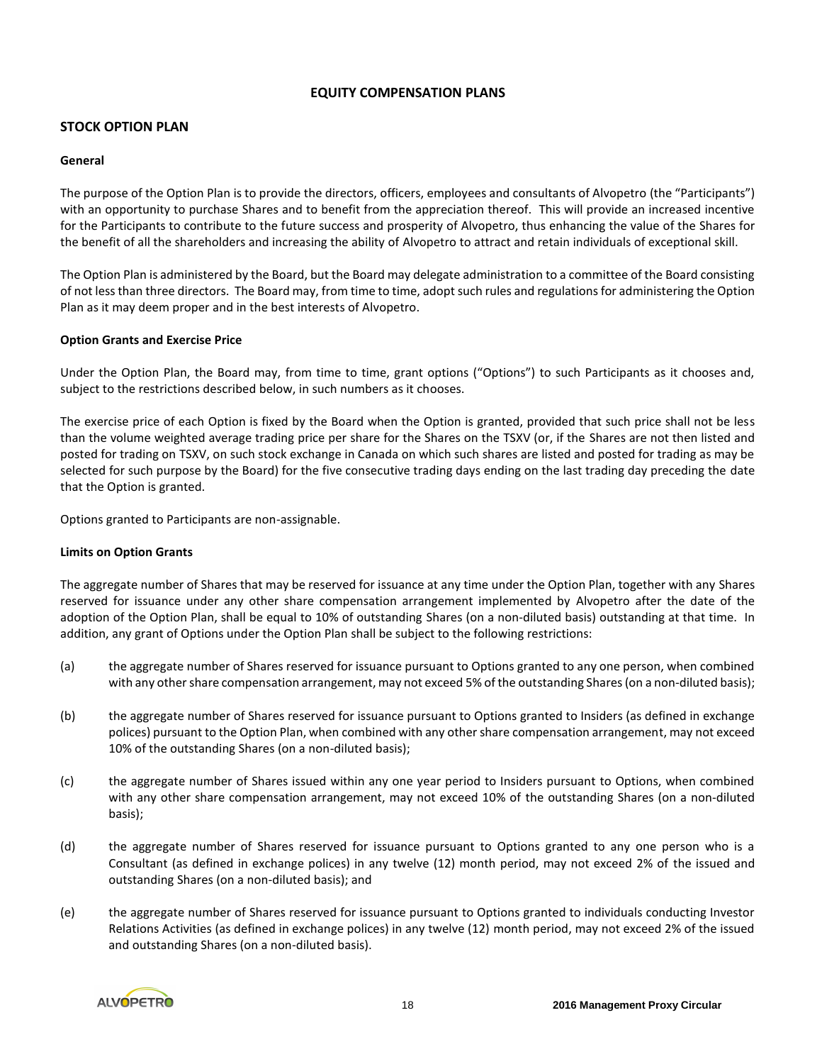## EQUITY COMPENSATION PLANS

### STOCK OPTION PLAN

#### General

The purpose of the Option Plan is to provide the directors, officers, employees and consultants of Alvopetro (the "Participants") with an opportunity to purchase Shares and to benefit from the appreciation thereof. This will provide an increased incentive for the Participants to contribute to the future success and prosperity of Alvopetro, thus enhancing the value of the Shares for the benefit of all the shareholders and increasing the ability of Alvopetro to attract and retain individuals of exceptional skill.

The Option Plan is administered by the Board, but the Board may delegate administration to a committee of the Board consisting of not less than three directors. The Board may, from time to time, adopt such rules and regulations for administering the Option Plan as it may deem proper and in the best interests of Alvopetro.

#### Option Grants and Exercise Price

Under the Option Plan, the Board may, from time to time, grant options ("Options") to such Participants as it chooses and, subject to the restrictions described below, in such numbers as it chooses.

The exercise price of each Option is fixed by the Board when the Option is granted, provided that such price shall not be less than the volume weighted average trading price per share for the Shares on the TSXV (or, if the Shares are not then listed and posted for trading on TSXV, on such stock exchange in Canada on which such shares are listed and posted for trading as may be selected for such purpose by the Board) for the five consecutive trading days ending on the last trading day preceding the date that the Option is granted.

Options granted to Participants are non-assignable.

#### Limits on Option Grants

The aggregate number of Shares that may be reserved for issuance at any time under the Option Plan, together with any Shares reserved for issuance under any other share compensation arrangement implemented by Alvopetro after the date of the adoption of the Option Plan, shall be equal to 10% of outstanding Shares (on a non-diluted basis) outstanding at that time. In addition, any grant of Options under the Option Plan shall be subject to the following restrictions:

(a) the aggregate number of Shares reserved for issuance pursuant to Options granted to any one person, when combined with any other share compensation arrangement, may not exceed 5% of the outstanding Shares (on a non-diluted basis);

(b) the aggregate number of Shares reserved for issuance pursuant to Options granted to Insiders (as defined in exchange polices) pursuant to the Option Plan, when combined with any other share compensation arrangement, may not exceed 10% of the outstanding Shares (on a non-diluted basis);

(c) the aggregate number of Shares issued within any one year period to Insiders pursuant to Options, when combined with any other share compensation arrangement, may not exceed 10% of the outstanding Shares (on a non-diluted basis);

(d) the aggregate number of Shares reserved for issuance pursuant to Options granted to any one person who is a Consultant (as defined in exchange polices) in any twelve (12) month period, may not exceed 2% of the issued and outstanding Shares (on a non-diluted basis); and

(e) the aggregate number of Shares reserved for issuance pursuant to Options granted to individuals conducting Investor Relations Activities (as defined in exchange polices) in any twelve (12) month period, may not exceed 2% of the issued and outstanding Shares (on a non-diluted basis).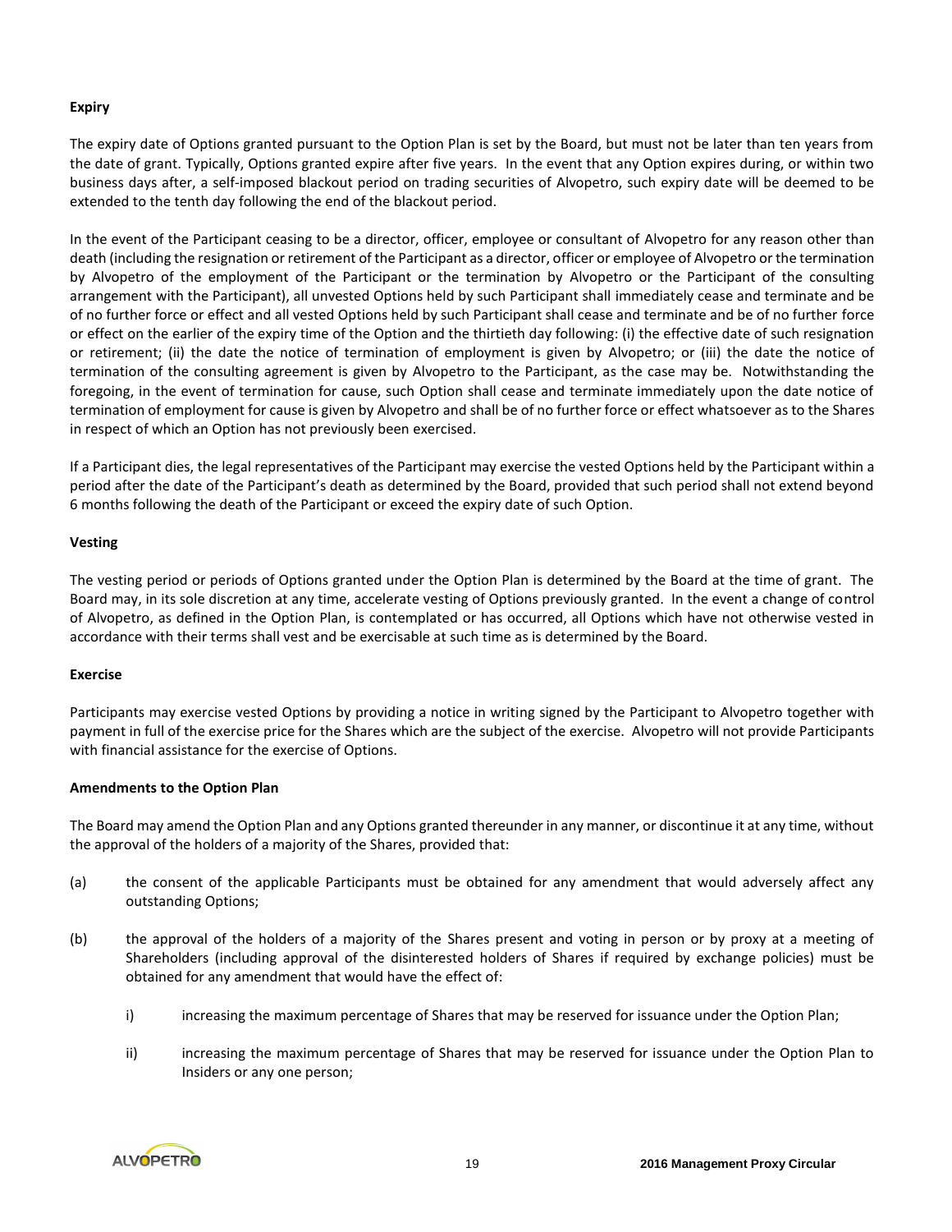**Expiry**

The expiry date of Options granted pursuant to the Option Plan is set by the Board, but must not be later than ten years from the date of grant. Typically, Options granted expire after five years. In the event that any Option expires during, or within two business days after, a self-imposed blackout period on trading securities of Alvopetro, such expiry date will be deemed to be extended to the tenth day following the end of the blackout period.

In the event of the Participant ceasing to be a director, officer, employee or consultant of Alvopetro for any reason other than death (including the resignation or retirement of the Participant as a director, officer or employee of Alvopetro or the termination by Alvopetro of the employment of the Participant or the termination by Alvopetro or the Participant of the consulting arrangement with the Participant), all unvested Options held by such Participant shall immediately cease and terminate and be of no further force or effect and all vested Options held by such Participant shall cease and terminate and be of no further force or effect on the earlier of the expiry time of the Option and the thirtieth day following: (i) the effective date of such resignation or retirement; (ii) the date the notice of termination of employment is given by Alvopetro; or (iii) the date the notice of termination of the consulting agreement is given by Alvopetro to the Participant, as the case may be. Notwithstanding the foregoing, in the event of termination for cause, such Option shall cease and terminate immediately upon the date notice of termination of employment for cause is given by Alvopetro and shall be of no further force or effect whatsoever as to the Shares in respect of which an Option has not previously been exercised.

If a Participant dies, the legal representatives of the Participant may exercise the vested Options held by the Participant within a period after the date of the Participant's death as determined by the Board, provided that such period shall not extend beyond 6 months following the death of the Participant or exceed the expiry date of such Option.

**Vesting**

The vesting period or periods of Options granted under the Option Plan is determined by the Board at the time of grant. The Board may, in its sole discretion at any time, accelerate vesting of Options previously granted. In the event a change of control of Alvopetro, as defined in the Option Plan, is contemplated or has occurred, all Options which have not otherwise vested in accordance with their terms shall vest and be exercisable at such time as is determined by the Board.

**Exercise**

Participants may exercise vested Options by providing a notice in writing signed by the Participant to Alvopetro together with payment in full of the exercise price for the Shares which are the subject of the exercise. Alvopetro will not provide Participants with financial assistance for the exercise of Options.

**Amendments to the Option Plan**

The Board may amend the Option Plan and any Options granted thereunder in any manner, or discontinue it at any time, without the approval of the holders of a majority of the Shares, provided that:

(a) the consent of the applicable Participants must be obtained for any amendment that would adversely affect any outstanding Options;

(b) the approval of the holders of a majority of the Shares present and voting in person or by proxy at a meeting of Shareholders (including approval of the disinterested holders of Shares if required by exchange policies) must be obtained for any amendment that would have the effect of:

   i) increasing the maximum percentage of Shares that may be reserved for issuance under the Option Plan;

   ii) increasing the maximum percentage of Shares that may be reserved for issuance under the Option Plan to Insiders or any one person;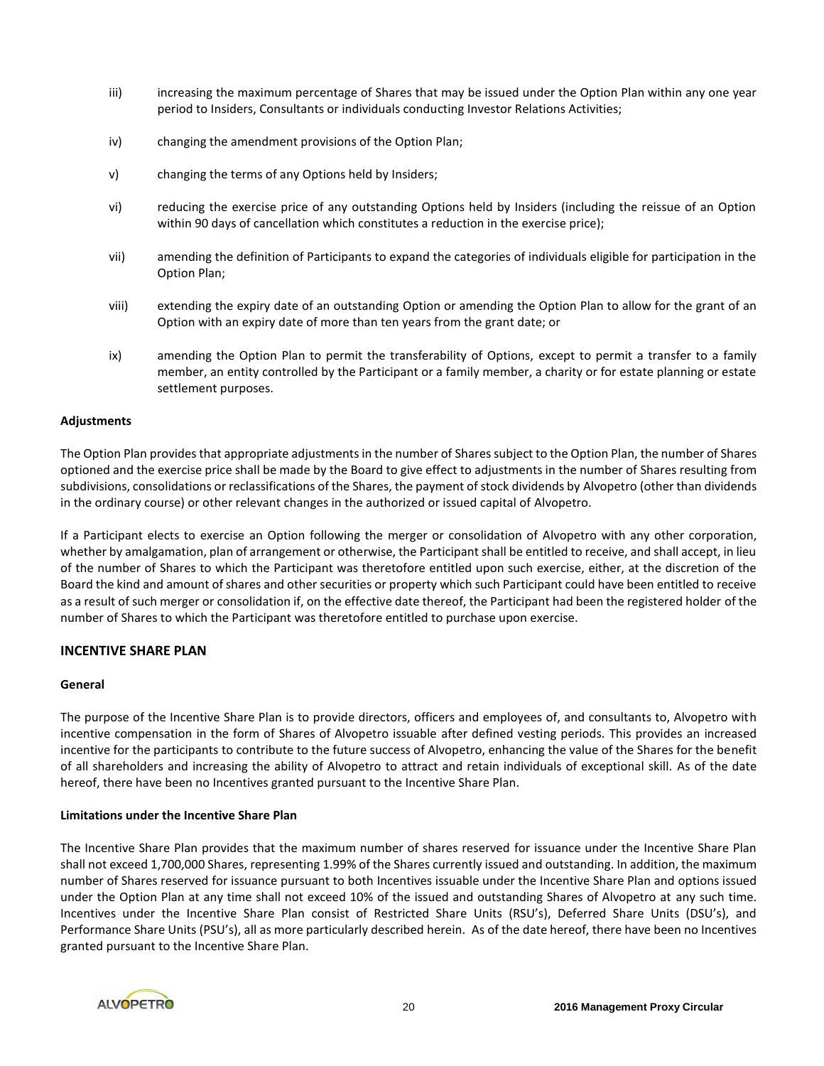iii) increasing the maximum percentage of Shares that may be issued under the Option Plan within any one year period to Insiders, Consultants or individuals conducting Investor Relations Activities;

iv) changing the amendment provisions of the Option Plan;

v) changing the terms of any Options held by Insiders;

vi) reducing the exercise price of any outstanding Options held by Insiders (including the reissue of an Option within 90 days of cancellation which constitutes a reduction in the exercise price);

vii) amending the definition of Participants to expand the categories of individuals eligible for participation in the Option Plan;

viii) extending the expiry date of an outstanding Option or amending the Option Plan to allow for the grant of an Option with an expiry date of more than ten years from the grant date; or

ix) amending the Option Plan to permit the transferability of Options, except to permit a transfer to a family member, an entity controlled by the Participant or a family member, a charity or for estate planning or estate settlement purposes.

**Adjustments**

The Option Plan provides that appropriate adjustments in the number of Shares subject to the Option Plan, the number of Shares optioned and the exercise price shall be made by the Board to give effect to adjustments in the number of Shares resulting from subdivisions, consolidations or reclassifications of the Shares, the payment of stock dividends by Alvopetro (other than dividends in the ordinary course) or other relevant changes in the authorized or issued capital of Alvopetro.

If a Participant elects to exercise an Option following the merger or consolidation of Alvopetro with any other corporation, whether by amalgamation, plan of arrangement or otherwise, the Participant shall be entitled to receive, and shall accept, in lieu of the number of Shares to which the Participant was theretofore entitled upon such exercise, either, at the discretion of the Board the kind and amount of shares and other securities or property which such Participant could have been entitled to receive as a result of such merger or consolidation if, on the effective date thereof, the Participant had been the registered holder of the number of Shares to which the Participant was theretofore entitled to purchase upon exercise.

## INCENTIVE SHARE PLAN

**General**

The purpose of the Incentive Share Plan is to provide directors, officers and employees of, and consultants to, Alvopetro with incentive compensation in the form of Shares of Alvopetro issuable after defined vesting periods. This provides an increased incentive for the participants to contribute to the future success of Alvopetro, enhancing the value of the Shares for the benefit of all shareholders and increasing the ability of Alvopetro to attract and retain individuals of exceptional skill. As of the date hereof, there have been no Incentives granted pursuant to the Incentive Share Plan.

**Limitations under the Incentive Share Plan**

The Incentive Share Plan provides that the maximum number of shares reserved for issuance under the Incentive Share Plan shall not exceed 1,700,000 Shares, representing 1.99% of the Shares currently issued and outstanding. In addition, the maximum number of Shares reserved for issuance pursuant to both Incentives issuable under the Incentive Share Plan and options issued under the Option Plan at any time shall not exceed 10% of the issued and outstanding Shares of Alvopetro at any such time. Incentives under the Incentive Share Plan consist of Restricted Share Units (RSU's), Deferred Share Units (DSU's), and Performance Share Units (PSU's), all as more particularly described herein. As of the date hereof, there have been no Incentives granted pursuant to the Incentive Share Plan.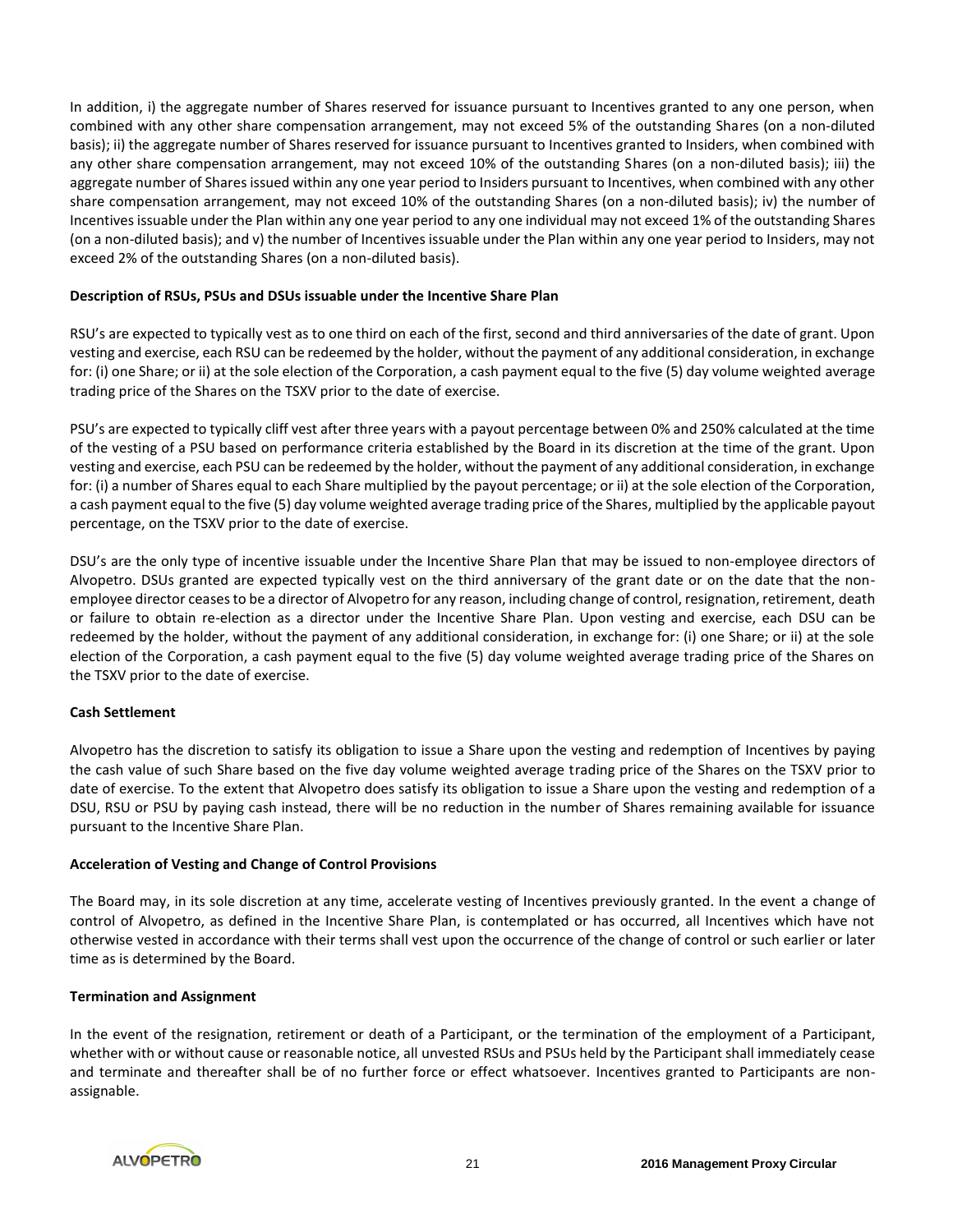In addition, i) the aggregate number of Shares reserved for issuance pursuant to Incentives granted to any one person, when combined with any other share compensation arrangement, may not exceed 5% of the outstanding Shares (on a non-diluted basis); ii) the aggregate number of Shares reserved for issuance pursuant to Incentives granted to Insiders, when combined with any other share compensation arrangement, may not exceed 10% of the outstanding Shares (on a non-diluted basis); iii) the aggregate number of Shares issued within any one year period to Insiders pursuant to Incentives, when combined with any other share compensation arrangement, may not exceed 10% of the outstanding Shares (on a non-diluted basis); iv) the number of Incentives issuable under the Plan within any one year period to any one individual may not exceed 1% of the outstanding Shares (on a non-diluted basis); and v) the number of Incentives issuable under the Plan within any one year period to Insiders, may not exceed 2% of the outstanding Shares (on a non-diluted basis).

**Description of RSUs, PSUs and DSUs issuable under the Incentive Share Plan**

RSU's are expected to typically vest as to one third on each of the first, second and third anniversaries of the date of grant. Upon vesting and exercise, each RSU can be redeemed by the holder, without the payment of any additional consideration, in exchange for: (i) one Share; or ii) at the sole election of the Corporation, a cash payment equal to the five (5) day volume weighted average trading price of the Shares on the TSXV prior to the date of exercise.

PSU's are expected to typically cliff vest after three years with a payout percentage between 0% and 250% calculated at the time of the vesting of a PSU based on performance criteria established by the Board in its discretion at the time of the grant. Upon vesting and exercise, each PSU can be redeemed by the holder, without the payment of any additional consideration, in exchange for: (i) a number of Shares equal to each Share multiplied by the payout percentage; or ii) at the sole election of the Corporation, a cash payment equal to the five (5) day volume weighted average trading price of the Shares, multiplied by the applicable payout percentage, on the TSXV prior to the date of exercise.

DSU's are the only type of incentive issuable under the Incentive Share Plan that may be issued to non-employee directors of Alvopetro. DSUs granted are expected typically vest on the third anniversary of the grant date or on the date that the non-employee director ceases to be a director of Alvopetro for any reason, including change of control, resignation, retirement, death or failure to obtain re-election as a director under the Incentive Share Plan. Upon vesting and exercise, each DSU can be redeemed by the holder, without the payment of any additional consideration, in exchange for: (i) one Share; or ii) at the sole election of the Corporation, a cash payment equal to the five (5) day volume weighted average trading price of the Shares on the TSXV prior to the date of exercise.

**Cash Settlement**

Alvopetro has the discretion to satisfy its obligation to issue a Share upon the vesting and redemption of Incentives by paying the cash value of such Share based on the five day volume weighted average trading price of the Shares on the TSXV prior to date of exercise. To the extent that Alvopetro does satisfy its obligation to issue a Share upon the vesting and redemption of a DSU, RSU or PSU by paying cash instead, there will be no reduction in the number of Shares remaining available for issuance pursuant to the Incentive Share Plan.

**Acceleration of Vesting and Change of Control Provisions**

The Board may, in its sole discretion at any time, accelerate vesting of Incentives previously granted. In the event a change of control of Alvopetro, as defined in the Incentive Share Plan, is contemplated or has occurred, all Incentives which have not otherwise vested in accordance with their terms shall vest upon the occurrence of the change of control or such earlier or later time as is determined by the Board.

**Termination and Assignment**

In the event of the resignation, retirement or death of a Participant, or the termination of the employment of a Participant, whether with or without cause or reasonable notice, all unvested RSUs and PSUs held by the Participant shall immediately cease and terminate and thereafter shall be of no further force or effect whatsoever. Incentives granted to Participants are non-assignable.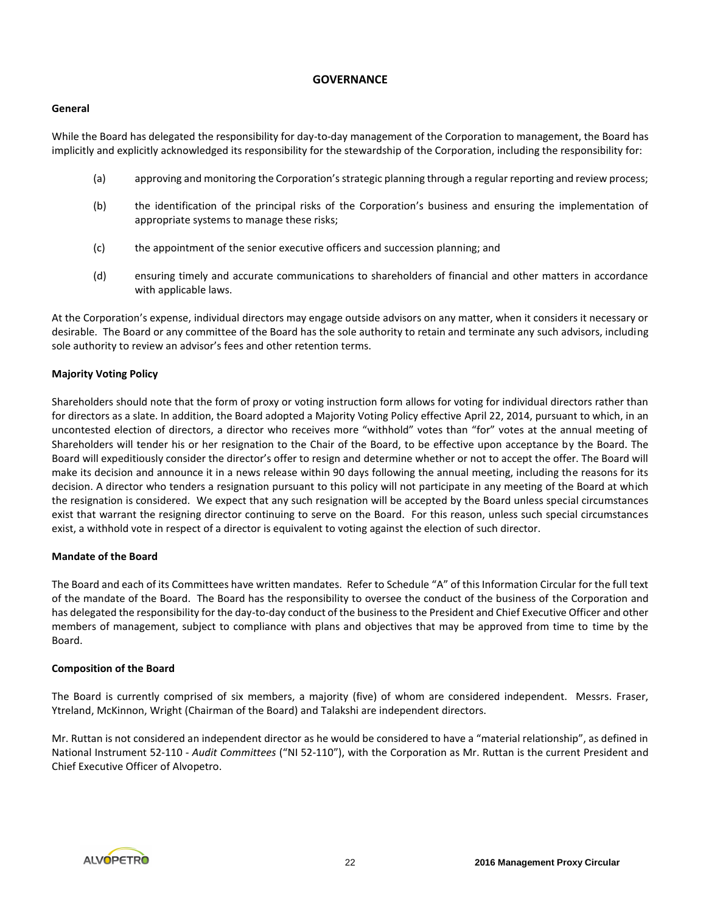# GOVERNANCE

**General**

While the Board has delegated the responsibility for day-to-day management of the Corporation to management, the Board has implicitly and explicitly acknowledged its responsibility for the stewardship of the Corporation, including the responsibility for:

(a) approving and monitoring the Corporation's strategic planning through a regular reporting and review process;

(b) the identification of the principal risks of the Corporation's business and ensuring the implementation of appropriate systems to manage these risks;

(c) the appointment of the senior executive officers and succession planning; and

(d) ensuring timely and accurate communications to shareholders of financial and other matters in accordance with applicable laws.

At the Corporation's expense, individual directors may engage outside advisors on any matter, when it considers it necessary or desirable. The Board or any committee of the Board has the sole authority to retain and terminate any such advisors, including sole authority to review an advisor's fees and other retention terms.

**Majority Voting Policy**

Shareholders should note that the form of proxy or voting instruction form allows for voting for individual directors rather than for directors as a slate. In addition, the Board adopted a Majority Voting Policy effective April 22, 2014, pursuant to which, in an uncontested election of directors, a director who receives more "withhold" votes than "for" votes at the annual meeting of Shareholders will tender his or her resignation to the Chair of the Board, to be effective upon acceptance by the Board. The Board will expeditiously consider the director's offer to resign and determine whether or not to accept the offer. The Board will make its decision and announce it in a news release within 90 days following the annual meeting, including the reasons for its decision. A director who tenders a resignation pursuant to this policy will not participate in any meeting of the Board at which the resignation is considered. We expect that any such resignation will be accepted by the Board unless special circumstances exist that warrant the resigning director continuing to serve on the Board. For this reason, unless such special circumstances exist, a withhold vote in respect of a director is equivalent to voting against the election of such director.

**Mandate of the Board**

The Board and each of its Committees have written mandates. Refer to Schedule "A" of this Information Circular for the full text of the mandate of the Board. The Board has the responsibility to oversee the conduct of the business of the Corporation and has delegated the responsibility for the day-to-day conduct of the business to the President and Chief Executive Officer and other members of management, subject to compliance with plans and objectives that may be approved from time to time by the Board.

**Composition of the Board**

The Board is currently comprised of six members, a majority (five) of whom are considered independent. Messrs. Fraser, Ytreland, McKinnon, Wright (Chairman of the Board) and Talakshi are independent directors.

Mr. Ruttan is not considered an independent director as he would be considered to have a "material relationship", as defined in National Instrument 52-110 - *Audit Committees* ("NI 52-110"), with the Corporation as Mr. Ruttan is the current President and Chief Executive Officer of Alvopetro.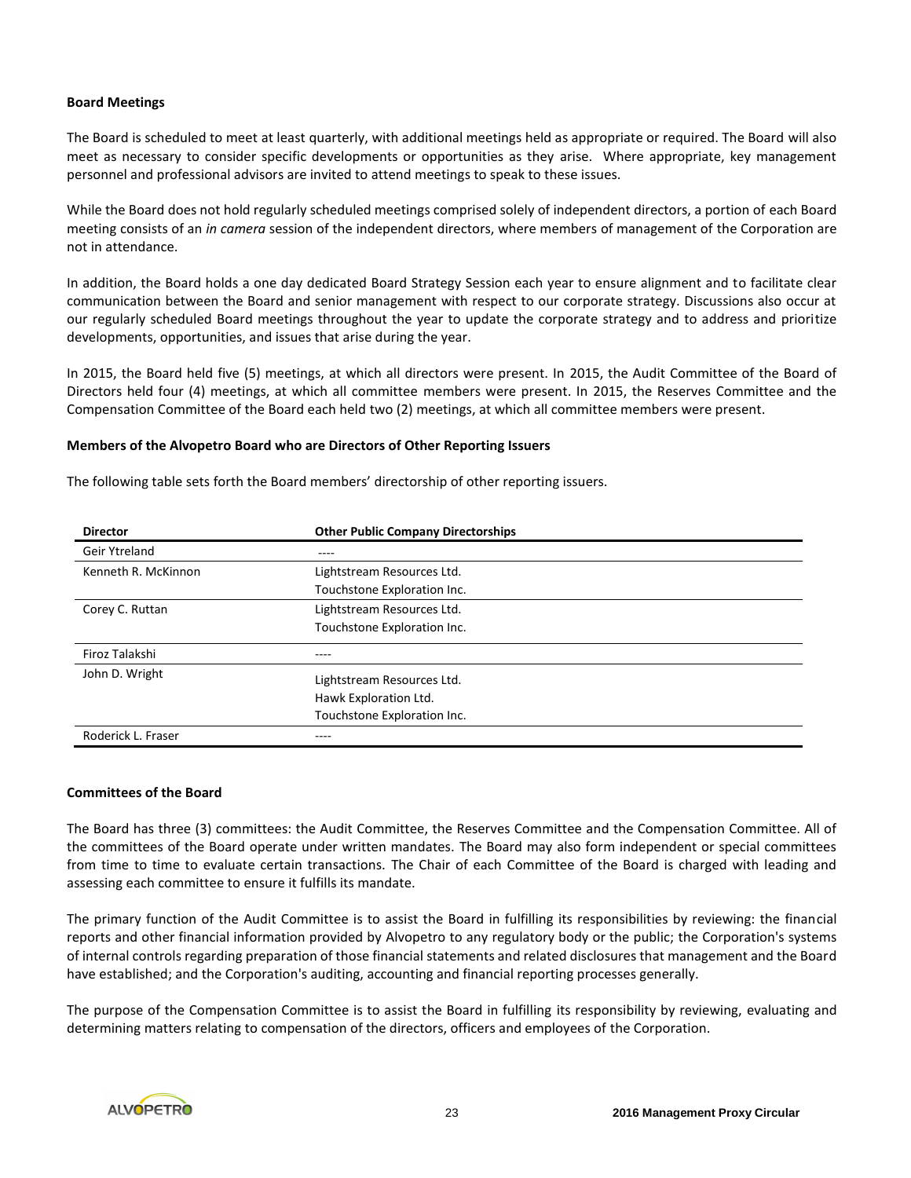**Board Meetings**

The Board is scheduled to meet at least quarterly, with additional meetings held as appropriate or required. The Board will also meet as necessary to consider specific developments or opportunities as they arise. Where appropriate, key management personnel and professional advisors are invited to attend meetings to speak to these issues.

While the Board does not hold regularly scheduled meetings comprised solely of independent directors, a portion of each Board meeting consists of an *in camera* session of the independent directors, where members of management of the Corporation are not in attendance.

In addition, the Board holds a one day dedicated Board Strategy Session each year to ensure alignment and to facilitate clear communication between the Board and senior management with respect to our corporate strategy. Discussions also occur at our regularly scheduled Board meetings throughout the year to update the corporate strategy and to address and prioritize developments, opportunities, and issues that arise during the year.

In 2015, the Board held five (5) meetings, at which all directors were present. In 2015, the Audit Committee of the Board of Directors held four (4) meetings, at which all committee members were present. In 2015, the Reserves Committee and the Compensation Committee of the Board each held two (2) meetings, at which all committee members were present.

**Members of the Alvopetro Board who are Directors of Other Reporting Issuers**

The following table sets forth the Board members' directorship of other reporting issuers.

| Director | Other Public Company Directorships |
|---|---|
| Geir Ytreland | ---- |
| Kenneth R. McKinnon | Lightstream Resources Ltd.<br>Touchstone Exploration Inc. |
| Corey C. Ruttan | Lightstream Resources Ltd.<br>Touchstone Exploration Inc. |
| Firoz Talakshi | ---- |
| John D. Wright | Lightstream Resources Ltd.<br>Hawk Exploration Ltd.<br>Touchstone Exploration Inc. |
| Roderick L. Fraser | ---- |

**Committees of the Board**

The Board has three (3) committees: the Audit Committee, the Reserves Committee and the Compensation Committee. All of the committees of the Board operate under written mandates. The Board may also form independent or special committees from time to time to evaluate certain transactions. The Chair of each Committee of the Board is charged with leading and assessing each committee to ensure it fulfills its mandate.

The primary function of the Audit Committee is to assist the Board in fulfilling its responsibilities by reviewing: the financial reports and other financial information provided by Alvopetro to any regulatory body or the public; the Corporation's systems of internal controls regarding preparation of those financial statements and related disclosures that management and the Board have established; and the Corporation's auditing, accounting and financial reporting processes generally.

The purpose of the Compensation Committee is to assist the Board in fulfilling its responsibility by reviewing, evaluating and determining matters relating to compensation of the directors, officers and employees of the Corporation.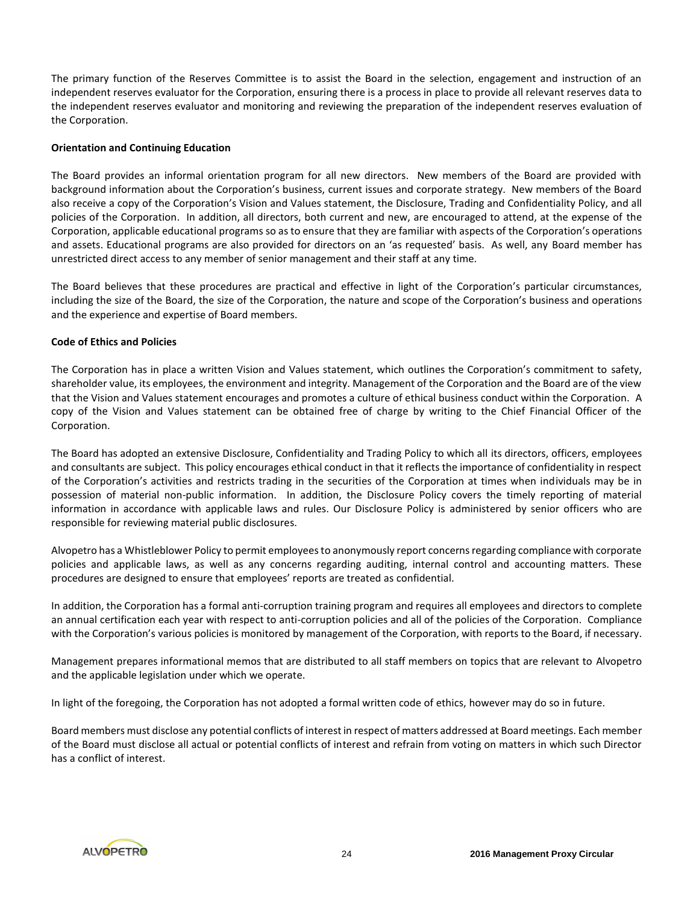The primary function of the Reserves Committee is to assist the Board in the selection, engagement and instruction of an independent reserves evaluator for the Corporation, ensuring there is a process in place to provide all relevant reserves data to the independent reserves evaluator and monitoring and reviewing the preparation of the independent reserves evaluation of the Corporation.

**Orientation and Continuing Education**

The Board provides an informal orientation program for all new directors. New members of the Board are provided with background information about the Corporation's business, current issues and corporate strategy. New members of the Board also receive a copy of the Corporation's Vision and Values statement, the Disclosure, Trading and Confidentiality Policy, and all policies of the Corporation. In addition, all directors, both current and new, are encouraged to attend, at the expense of the Corporation, applicable educational programs so as to ensure that they are familiar with aspects of the Corporation's operations and assets. Educational programs are also provided for directors on an 'as requested' basis. As well, any Board member has unrestricted direct access to any member of senior management and their staff at any time.

The Board believes that these procedures are practical and effective in light of the Corporation's particular circumstances, including the size of the Board, the size of the Corporation, the nature and scope of the Corporation's business and operations and the experience and expertise of Board members.

**Code of Ethics and Policies**

The Corporation has in place a written Vision and Values statement, which outlines the Corporation's commitment to safety, shareholder value, its employees, the environment and integrity. Management of the Corporation and the Board are of the view that the Vision and Values statement encourages and promotes a culture of ethical business conduct within the Corporation. A copy of the Vision and Values statement can be obtained free of charge by writing to the Chief Financial Officer of the Corporation.

The Board has adopted an extensive Disclosure, Confidentiality and Trading Policy to which all its directors, officers, employees and consultants are subject. This policy encourages ethical conduct in that it reflects the importance of confidentiality in respect of the Corporation's activities and restricts trading in the securities of the Corporation at times when individuals may be in possession of material non-public information. In addition, the Disclosure Policy covers the timely reporting of material information in accordance with applicable laws and rules. Our Disclosure Policy is administered by senior officers who are responsible for reviewing material public disclosures.

Alvopetro has a Whistleblower Policy to permit employees to anonymously report concerns regarding compliance with corporate policies and applicable laws, as well as any concerns regarding auditing, internal control and accounting matters. These procedures are designed to ensure that employees' reports are treated as confidential.

In addition, the Corporation has a formal anti-corruption training program and requires all employees and directors to complete an annual certification each year with respect to anti-corruption policies and all of the policies of the Corporation. Compliance with the Corporation's various policies is monitored by management of the Corporation, with reports to the Board, if necessary.

Management prepares informational memos that are distributed to all staff members on topics that are relevant to Alvopetro and the applicable legislation under which we operate.

In light of the foregoing, the Corporation has not adopted a formal written code of ethics, however may do so in future.

Board members must disclose any potential conflicts of interest in respect of matters addressed at Board meetings. Each member of the Board must disclose all actual or potential conflicts of interest and refrain from voting on matters in which such Director has a conflict of interest.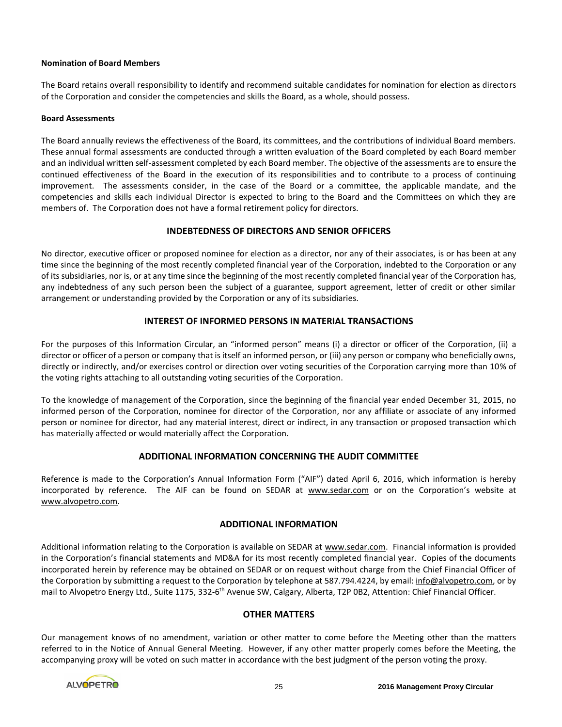**Nomination of Board Members**

The Board retains overall responsibility to identify and recommend suitable candidates for nomination for election as directors of the Corporation and consider the competencies and skills the Board, as a whole, should possess.

**Board Assessments**

The Board annually reviews the effectiveness of the Board, its committees, and the contributions of individual Board members. These annual formal assessments are conducted through a written evaluation of the Board completed by each Board member and an individual written self-assessment completed by each Board member. The objective of the assessments are to ensure the continued effectiveness of the Board in the execution of its responsibilities and to contribute to a process of continuing improvement. The assessments consider, in the case of the Board or a committee, the applicable mandate, and the competencies and skills each individual Director is expected to bring to the Board and the Committees on which they are members of. The Corporation does not have a formal retirement policy for directors.

## INDEBTEDNESS OF DIRECTORS AND SENIOR OFFICERS

No director, executive officer or proposed nominee for election as a director, nor any of their associates, is or has been at any time since the beginning of the most recently completed financial year of the Corporation, indebted to the Corporation or any of its subsidiaries, nor is, or at any time since the beginning of the most recently completed financial year of the Corporation has, any indebtedness of any such person been the subject of a guarantee, support agreement, letter of credit or other similar arrangement or understanding provided by the Corporation or any of its subsidiaries.

## INTEREST OF INFORMED PERSONS IN MATERIAL TRANSACTIONS

For the purposes of this Information Circular, an "informed person" means (i) a director or officer of the Corporation, (ii) a director or officer of a person or company that is itself an informed person, or (iii) any person or company who beneficially owns, directly or indirectly, and/or exercises control or direction over voting securities of the Corporation carrying more than 10% of the voting rights attaching to all outstanding voting securities of the Corporation.

To the knowledge of management of the Corporation, since the beginning of the financial year ended December 31, 2015, no informed person of the Corporation, nominee for director of the Corporation, nor any affiliate or associate of any informed person or nominee for director, had any material interest, direct or indirect, in any transaction or proposed transaction which has materially affected or would materially affect the Corporation.

## ADDITIONAL INFORMATION CONCERNING THE AUDIT COMMITTEE

Reference is made to the Corporation's Annual Information Form ("AIF") dated April 6, 2016, which information is hereby incorporated by reference. The AIF can be found on SEDAR at www.sedar.com or on the Corporation's website at www.alvopetro.com.

## ADDITIONAL INFORMATION

Additional information relating to the Corporation is available on SEDAR at www.sedar.com. Financial information is provided in the Corporation's financial statements and MD&A for its most recently completed financial year. Copies of the documents incorporated herein by reference may be obtained on SEDAR or on request without charge from the Chief Financial Officer of the Corporation by submitting a request to the Corporation by telephone at 587.794.4224, by email: info@alvopetro.com, or by mail to Alvopetro Energy Ltd., Suite 1175, 332-6th Avenue SW, Calgary, Alberta, T2P 0B2, Attention: Chief Financial Officer.

## OTHER MATTERS

Our management knows of no amendment, variation or other matter to come before the Meeting other than the matters referred to in the Notice of Annual General Meeting. However, if any other matter properly comes before the Meeting, the accompanying proxy will be voted on such matter in accordance with the best judgment of the person voting the proxy.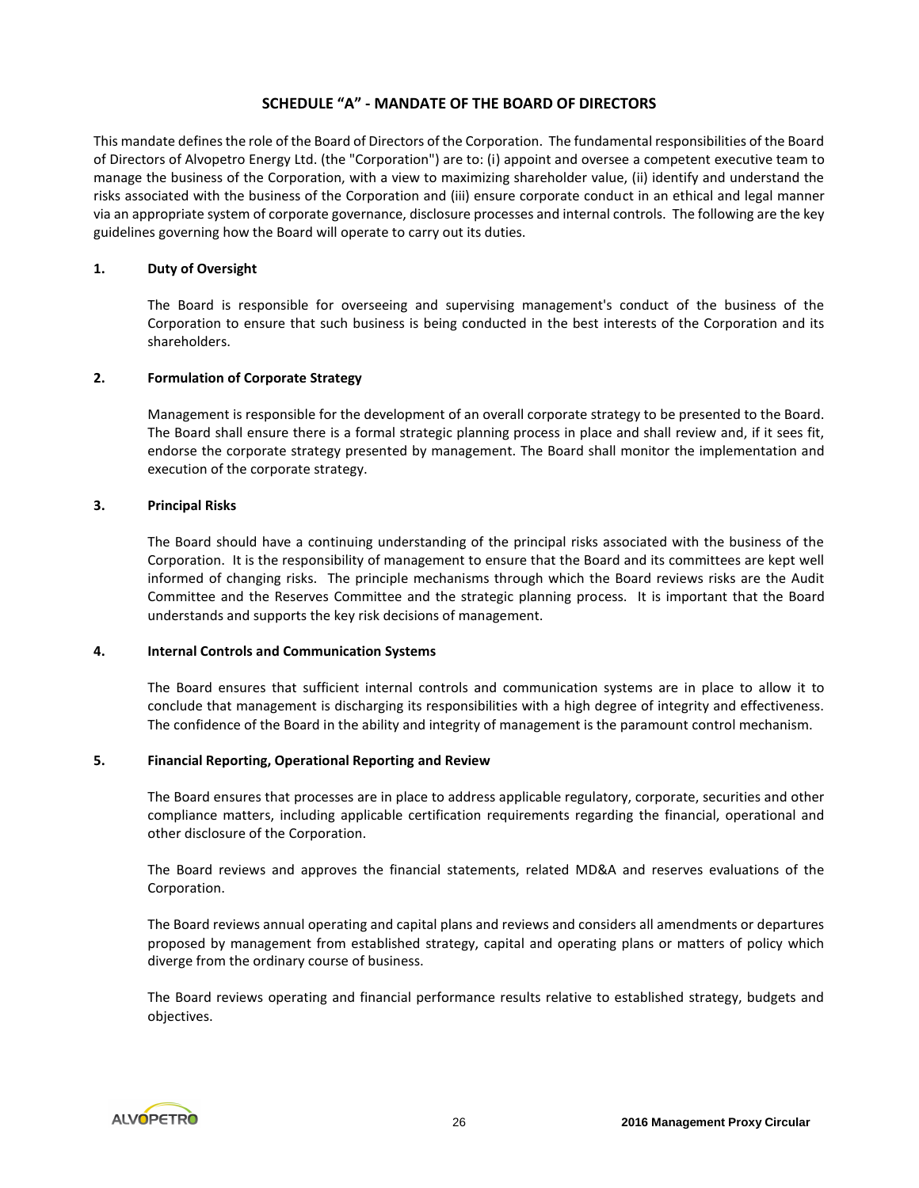## SCHEDULE "A" - MANDATE OF THE BOARD OF DIRECTORS

This mandate defines the role of the Board of Directors of the Corporation. The fundamental responsibilities of the Board of Directors of Alvopetro Energy Ltd. (the "Corporation") are to: (i) appoint and oversee a competent executive team to manage the business of the Corporation, with a view to maximizing shareholder value, (ii) identify and understand the risks associated with the business of the Corporation and (iii) ensure corporate conduct in an ethical and legal manner via an appropriate system of corporate governance, disclosure processes and internal controls. The following are the key guidelines governing how the Board will operate to carry out its duties.

### 1. Duty of Oversight

The Board is responsible for overseeing and supervising management's conduct of the business of the Corporation to ensure that such business is being conducted in the best interests of the Corporation and its shareholders.

### 2. Formulation of Corporate Strategy

Management is responsible for the development of an overall corporate strategy to be presented to the Board. The Board shall ensure there is a formal strategic planning process in place and shall review and, if it sees fit, endorse the corporate strategy presented by management. The Board shall monitor the implementation and execution of the corporate strategy.

### 3. Principal Risks

The Board should have a continuing understanding of the principal risks associated with the business of the Corporation. It is the responsibility of management to ensure that the Board and its committees are kept well informed of changing risks. The principle mechanisms through which the Board reviews risks are the Audit Committee and the Reserves Committee and the strategic planning process. It is important that the Board understands and supports the key risk decisions of management.

### 4. Internal Controls and Communication Systems

The Board ensures that sufficient internal controls and communication systems are in place to allow it to conclude that management is discharging its responsibilities with a high degree of integrity and effectiveness. The confidence of the Board in the ability and integrity of management is the paramount control mechanism.

### 5. Financial Reporting, Operational Reporting and Review

The Board ensures that processes are in place to address applicable regulatory, corporate, securities and other compliance matters, including applicable certification requirements regarding the financial, operational and other disclosure of the Corporation.

The Board reviews and approves the financial statements, related MD&A and reserves evaluations of the Corporation.

The Board reviews annual operating and capital plans and reviews and considers all amendments or departures proposed by management from established strategy, capital and operating plans or matters of policy which diverge from the ordinary course of business.

The Board reviews operating and financial performance results relative to established strategy, budgets and objectives.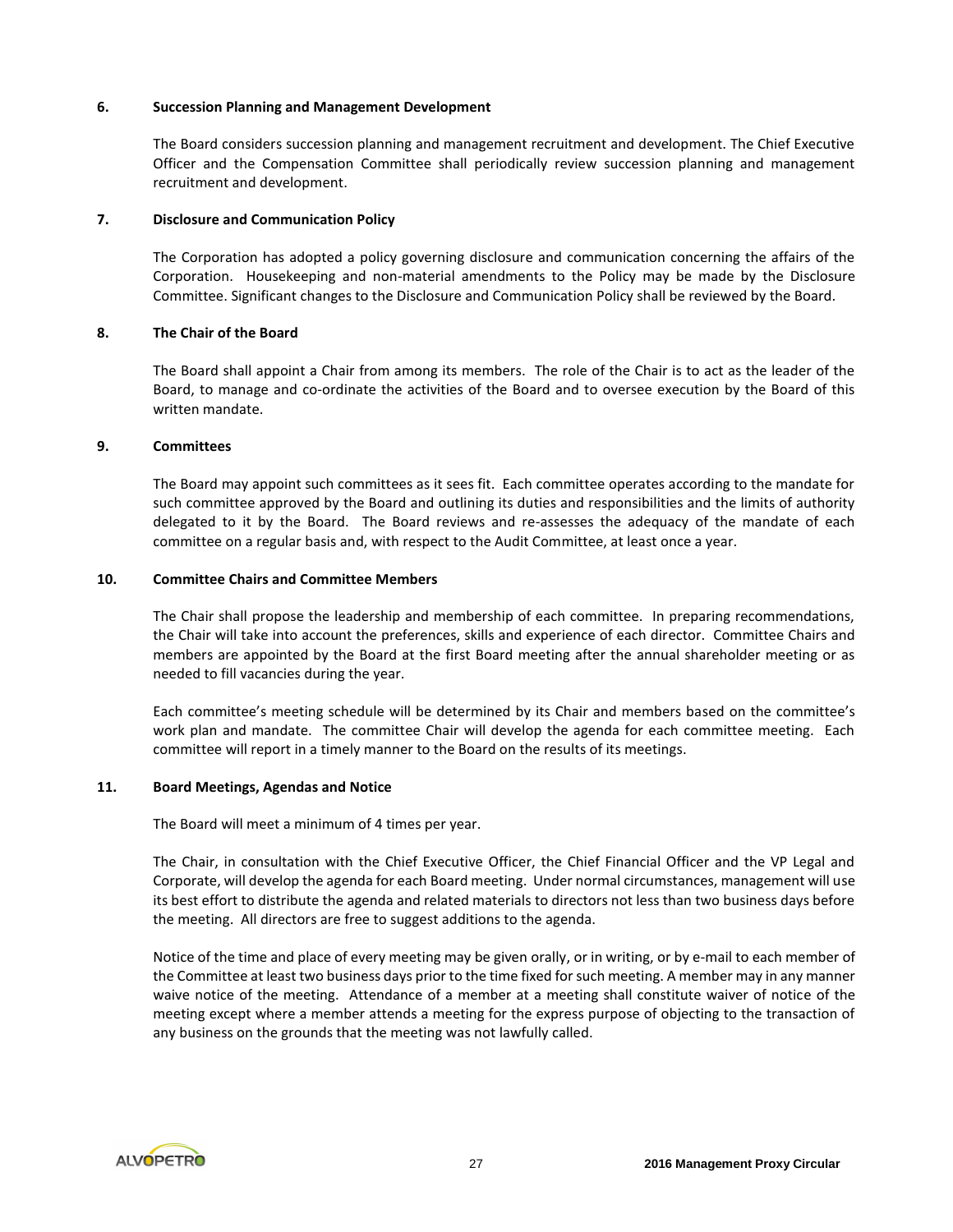### 6. Succession Planning and Management Development

The Board considers succession planning and management recruitment and development. The Chief Executive Officer and the Compensation Committee shall periodically review succession planning and management recruitment and development.

### 7. Disclosure and Communication Policy

The Corporation has adopted a policy governing disclosure and communication concerning the affairs of the Corporation. Housekeeping and non-material amendments to the Policy may be made by the Disclosure Committee. Significant changes to the Disclosure and Communication Policy shall be reviewed by the Board.

### 8. The Chair of the Board

The Board shall appoint a Chair from among its members. The role of the Chair is to act as the leader of the Board, to manage and co-ordinate the activities of the Board and to oversee execution by the Board of this written mandate.

### 9. Committees

The Board may appoint such committees as it sees fit. Each committee operates according to the mandate for such committee approved by the Board and outlining its duties and responsibilities and the limits of authority delegated to it by the Board. The Board reviews and re-assesses the adequacy of the mandate of each committee on a regular basis and, with respect to the Audit Committee, at least once a year.

### 10. Committee Chairs and Committee Members

The Chair shall propose the leadership and membership of each committee. In preparing recommendations, the Chair will take into account the preferences, skills and experience of each director. Committee Chairs and members are appointed by the Board at the first Board meeting after the annual shareholder meeting or as needed to fill vacancies during the year.

Each committee's meeting schedule will be determined by its Chair and members based on the committee's work plan and mandate. The committee Chair will develop the agenda for each committee meeting. Each committee will report in a timely manner to the Board on the results of its meetings.

### 11. Board Meetings, Agendas and Notice

The Board will meet a minimum of 4 times per year.

The Chair, in consultation with the Chief Executive Officer, the Chief Financial Officer and the VP Legal and Corporate, will develop the agenda for each Board meeting. Under normal circumstances, management will use its best effort to distribute the agenda and related materials to directors not less than two business days before the meeting. All directors are free to suggest additions to the agenda.

Notice of the time and place of every meeting may be given orally, or in writing, or by e-mail to each member of the Committee at least two business days prior to the time fixed for such meeting. A member may in any manner waive notice of the meeting. Attendance of a member at a meeting shall constitute waiver of notice of the meeting except where a member attends a meeting for the express purpose of objecting to the transaction of any business on the grounds that the meeting was not lawfully called.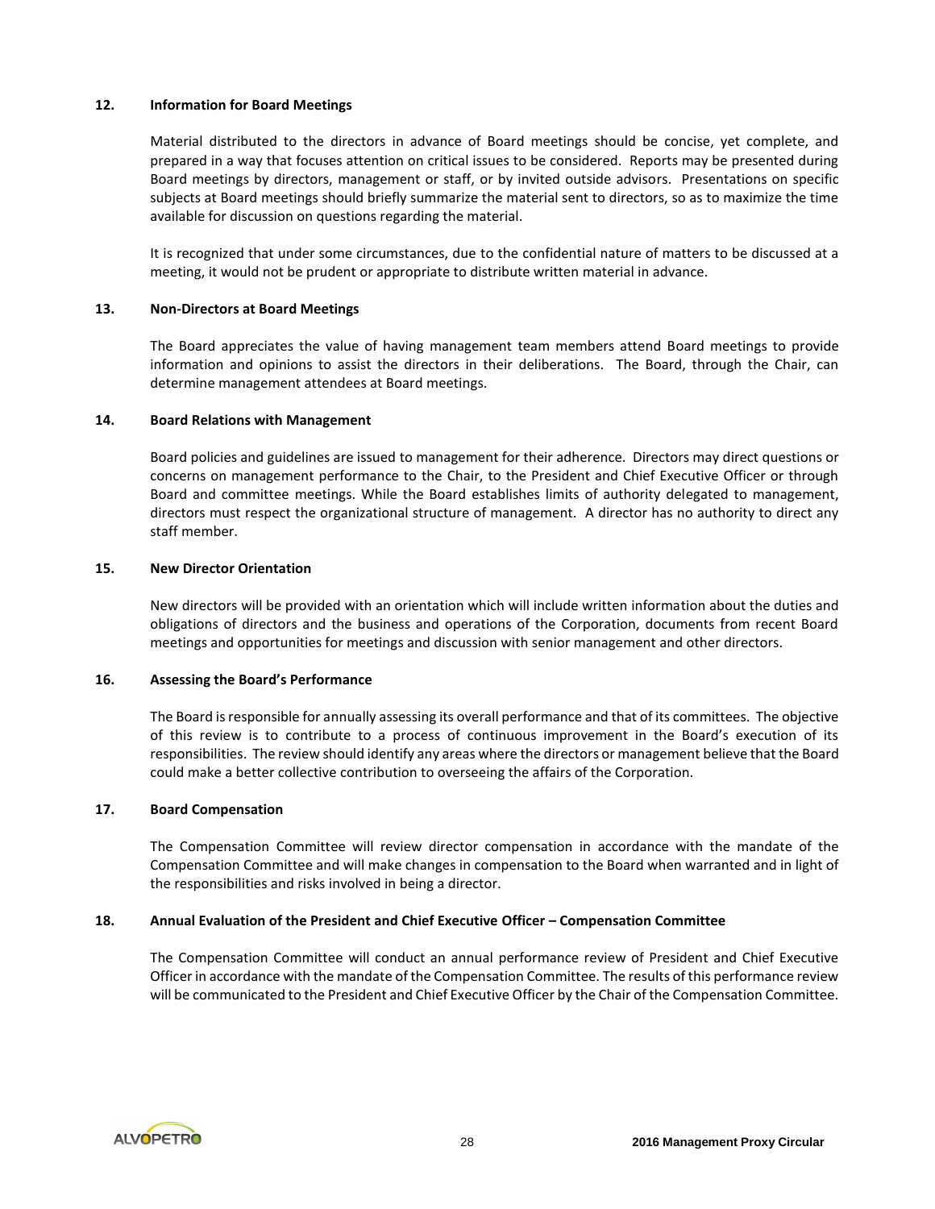**12. Information for Board Meetings**

Material distributed to the directors in advance of Board meetings should be concise, yet complete, and prepared in a way that focuses attention on critical issues to be considered. Reports may be presented during Board meetings by directors, management or staff, or by invited outside advisors. Presentations on specific subjects at Board meetings should briefly summarize the material sent to directors, so as to maximize the time available for discussion on questions regarding the material.

It is recognized that under some circumstances, due to the confidential nature of matters to be discussed at a meeting, it would not be prudent or appropriate to distribute written material in advance.

**13. Non-Directors at Board Meetings**

The Board appreciates the value of having management team members attend Board meetings to provide information and opinions to assist the directors in their deliberations. The Board, through the Chair, can determine management attendees at Board meetings.

**14. Board Relations with Management**

Board policies and guidelines are issued to management for their adherence. Directors may direct questions or concerns on management performance to the Chair, to the President and Chief Executive Officer or through Board and committee meetings. While the Board establishes limits of authority delegated to management, directors must respect the organizational structure of management. A director has no authority to direct any staff member.

**15. New Director Orientation**

New directors will be provided with an orientation which will include written information about the duties and obligations of directors and the business and operations of the Corporation, documents from recent Board meetings and opportunities for meetings and discussion with senior management and other directors.

**16. Assessing the Board's Performance**

The Board is responsible for annually assessing its overall performance and that of its committees. The objective of this review is to contribute to a process of continuous improvement in the Board's execution of its responsibilities. The review should identify any areas where the directors or management believe that the Board could make a better collective contribution to overseeing the affairs of the Corporation.

**17. Board Compensation**

The Compensation Committee will review director compensation in accordance with the mandate of the Compensation Committee and will make changes in compensation to the Board when warranted and in light of the responsibilities and risks involved in being a director.

**18. Annual Evaluation of the President and Chief Executive Officer – Compensation Committee**

The Compensation Committee will conduct an annual performance review of President and Chief Executive Officer in accordance with the mandate of the Compensation Committee. The results of this performance review will be communicated to the President and Chief Executive Officer by the Chair of the Compensation Committee.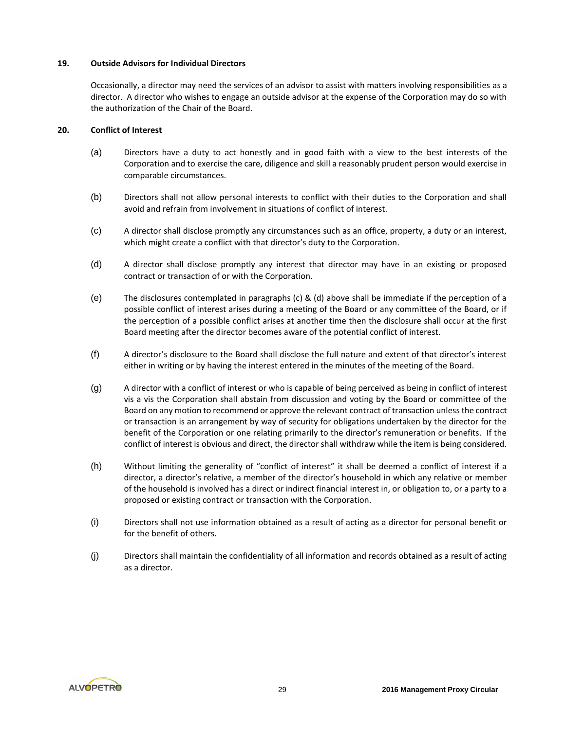**19. Outside Advisors for Individual Directors**

Occasionally, a director may need the services of an advisor to assist with matters involving responsibilities as a director. A director who wishes to engage an outside advisor at the expense of the Corporation may do so with the authorization of the Chair of the Board.

**20. Conflict of Interest**

(a) Directors have a duty to act honestly and in good faith with a view to the best interests of the Corporation and to exercise the care, diligence and skill a reasonably prudent person would exercise in comparable circumstances.

(b) Directors shall not allow personal interests to conflict with their duties to the Corporation and shall avoid and refrain from involvement in situations of conflict of interest.

(c) A director shall disclose promptly any circumstances such as an office, property, a duty or an interest, which might create a conflict with that director's duty to the Corporation.

(d) A director shall disclose promptly any interest that director may have in an existing or proposed contract or transaction of or with the Corporation.

(e) The disclosures contemplated in paragraphs (c) & (d) above shall be immediate if the perception of a possible conflict of interest arises during a meeting of the Board or any committee of the Board, or if the perception of a possible conflict arises at another time then the disclosure shall occur at the first Board meeting after the director becomes aware of the potential conflict of interest.

(f) A director's disclosure to the Board shall disclose the full nature and extent of that director's interest either in writing or by having the interest entered in the minutes of the meeting of the Board.

(g) A director with a conflict of interest or who is capable of being perceived as being in conflict of interest vis a vis the Corporation shall abstain from discussion and voting by the Board or committee of the Board on any motion to recommend or approve the relevant contract of transaction unless the contract or transaction is an arrangement by way of security for obligations undertaken by the director for the benefit of the Corporation or one relating primarily to the director's remuneration or benefits. If the conflict of interest is obvious and direct, the director shall withdraw while the item is being considered.

(h) Without limiting the generality of "conflict of interest" it shall be deemed a conflict of interest if a director, a director's relative, a member of the director's household in which any relative or member of the household is involved has a direct or indirect financial interest in, or obligation to, or a party to a proposed or existing contract or transaction with the Corporation.

(i) Directors shall not use information obtained as a result of acting as a director for personal benefit or for the benefit of others.

(j) Directors shall maintain the confidentiality of all information and records obtained as a result of acting as a director.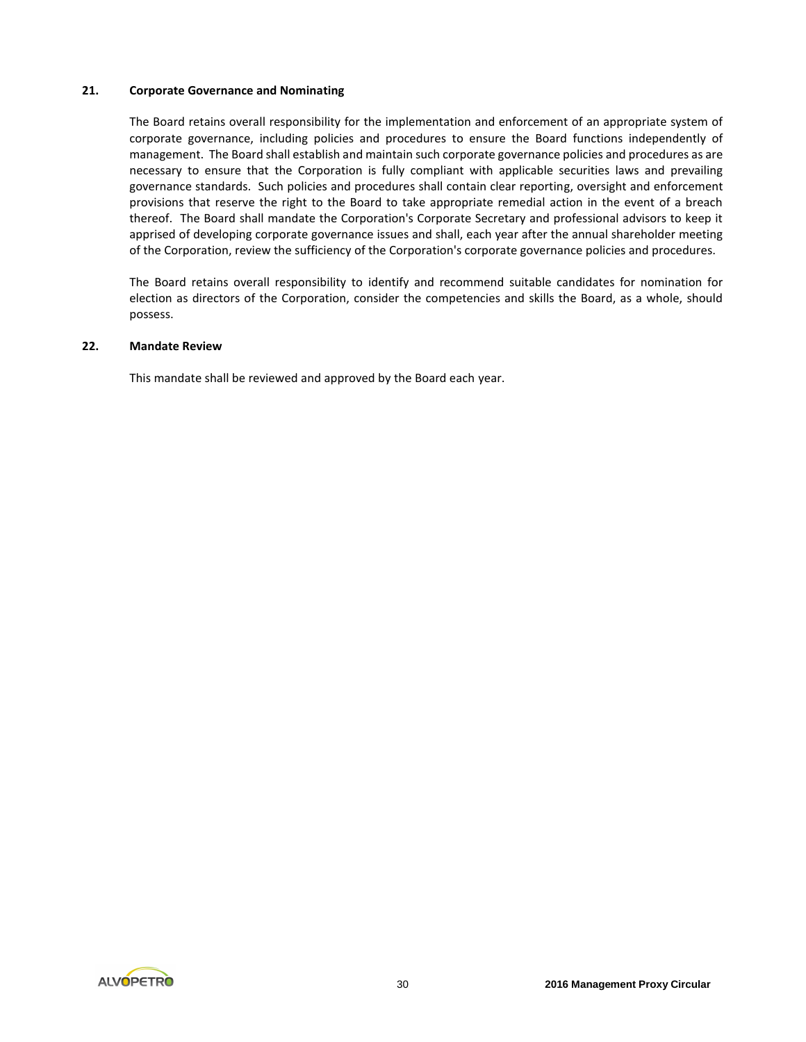## 21. Corporate Governance and Nominating

The Board retains overall responsibility for the implementation and enforcement of an appropriate system of corporate governance, including policies and procedures to ensure the Board functions independently of management. The Board shall establish and maintain such corporate governance policies and procedures as are necessary to ensure that the Corporation is fully compliant with applicable securities laws and prevailing governance standards. Such policies and procedures shall contain clear reporting, oversight and enforcement provisions that reserve the right to the Board to take appropriate remedial action in the event of a breach thereof. The Board shall mandate the Corporation's Corporate Secretary and professional advisors to keep it apprised of developing corporate governance issues and shall, each year after the annual shareholder meeting of the Corporation, review the sufficiency of the Corporation's corporate governance policies and procedures.

The Board retains overall responsibility to identify and recommend suitable candidates for nomination for election as directors of the Corporation, consider the competencies and skills the Board, as a whole, should possess.

## 22. Mandate Review

This mandate shall be reviewed and approved by the Board each year.